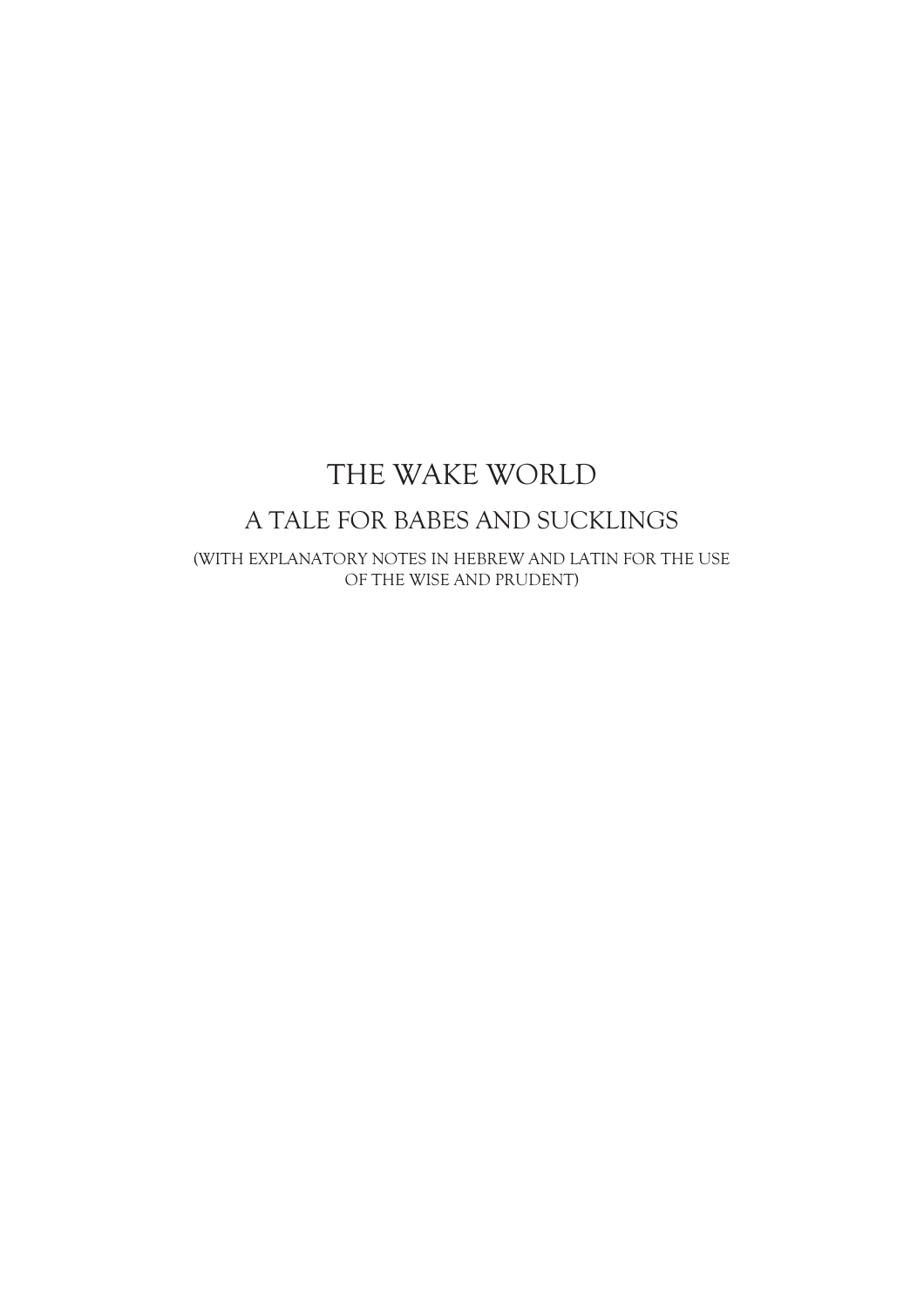# THE WAKE WORLD

## A TALE FOR BABES AND SUCKLINGS

(WITH EXPLANATORY NOTES IN HEBREW AND LATIN FOR THE USE OF THE WISE AND PRUDENT)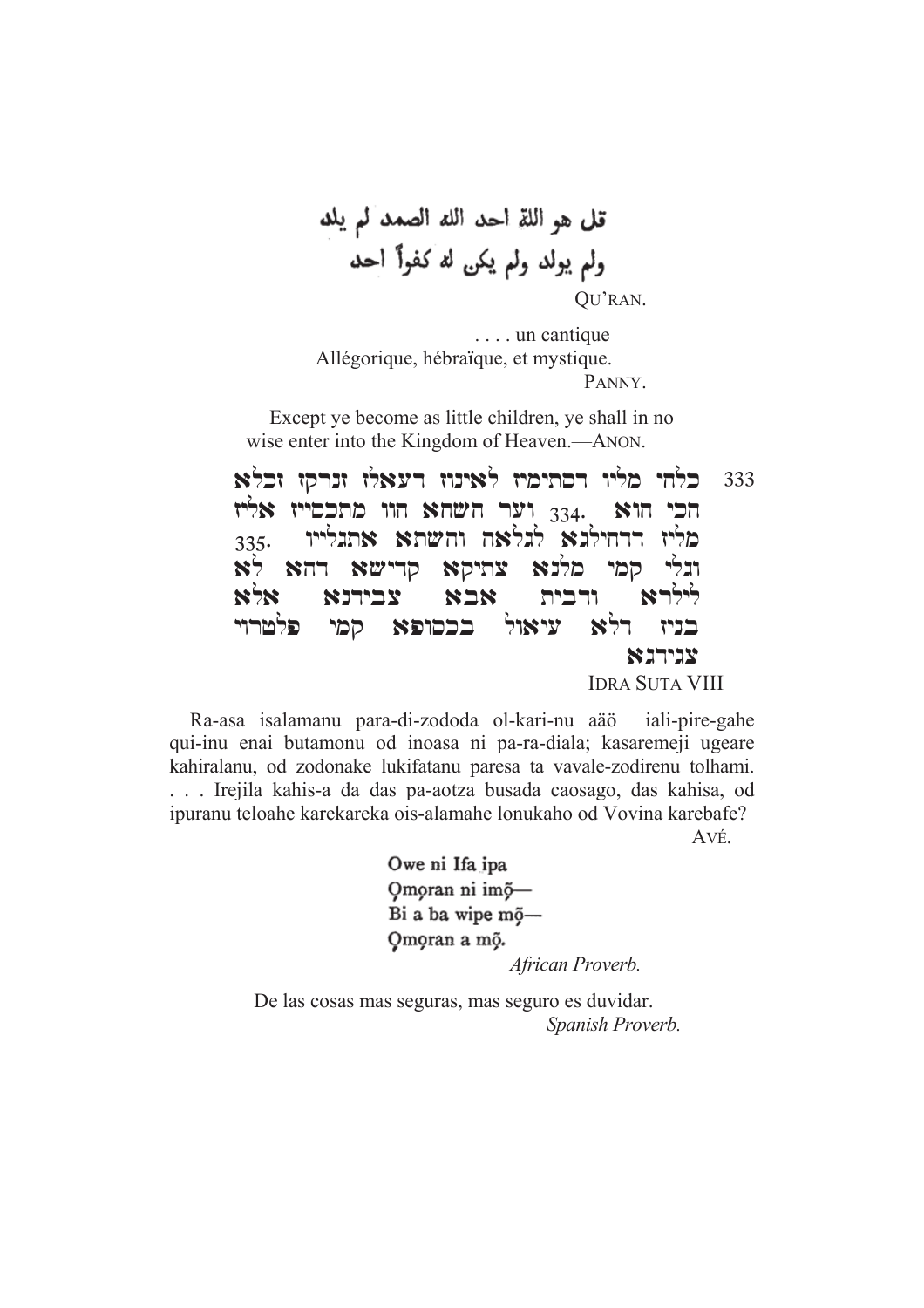قل هو اللة احد الله الصمد لم يلد
ولم يولد ولم يكن له كفواً احد

QU'RAN.

. . . . un cantique
Allégorique, hébraïque, et mystique.

PANNY.

Except ye become as little children, ye shall in no wise enter into the Kingdom of Heaven.—ANON.

333 כלחי מליו דסתימיז לאינוז דעאלז זנרקז זכלא
חכי הוא 334. ועד השחא הוו מתכסייז אליז
מליז דדחילנא לגלאה והשתא אתגלייו 335.
וגלי קמי מלנא צתיקא קדישא דהא לא
לילרא ודבית אבא צבידנא אלא
בניז דלא עיאול בכסופא קמי פלטרוי
צגידנא

IDRA SUTA VIII

Ra-asa isalamanu para-di-zododa ol-kari-nu aäö iali-pire-gahe qui-inu enai butamonu od inoasa ni pa-ra-diala; kasaremeji ugeare kahiralanu, od zodonake lukifatanu paresa ta vavale-zodirenu tolhami. . . . Irejila kahis-a da das pa-aotza busada caosago, das kahisa, od ipuranu teloahe karekareka ois-alamahe lonukaho od Vovina karebafe?

AVÉ.

Owe ni Ifa ipa
Ọmọran ni imọ̃—
Bi a ba wipe mọ̃—
Ọmọran a mọ̃.

*African Proverb.*

De las cosas mas seguras, mas seguro es duvidar.

*Spanish Proverb.*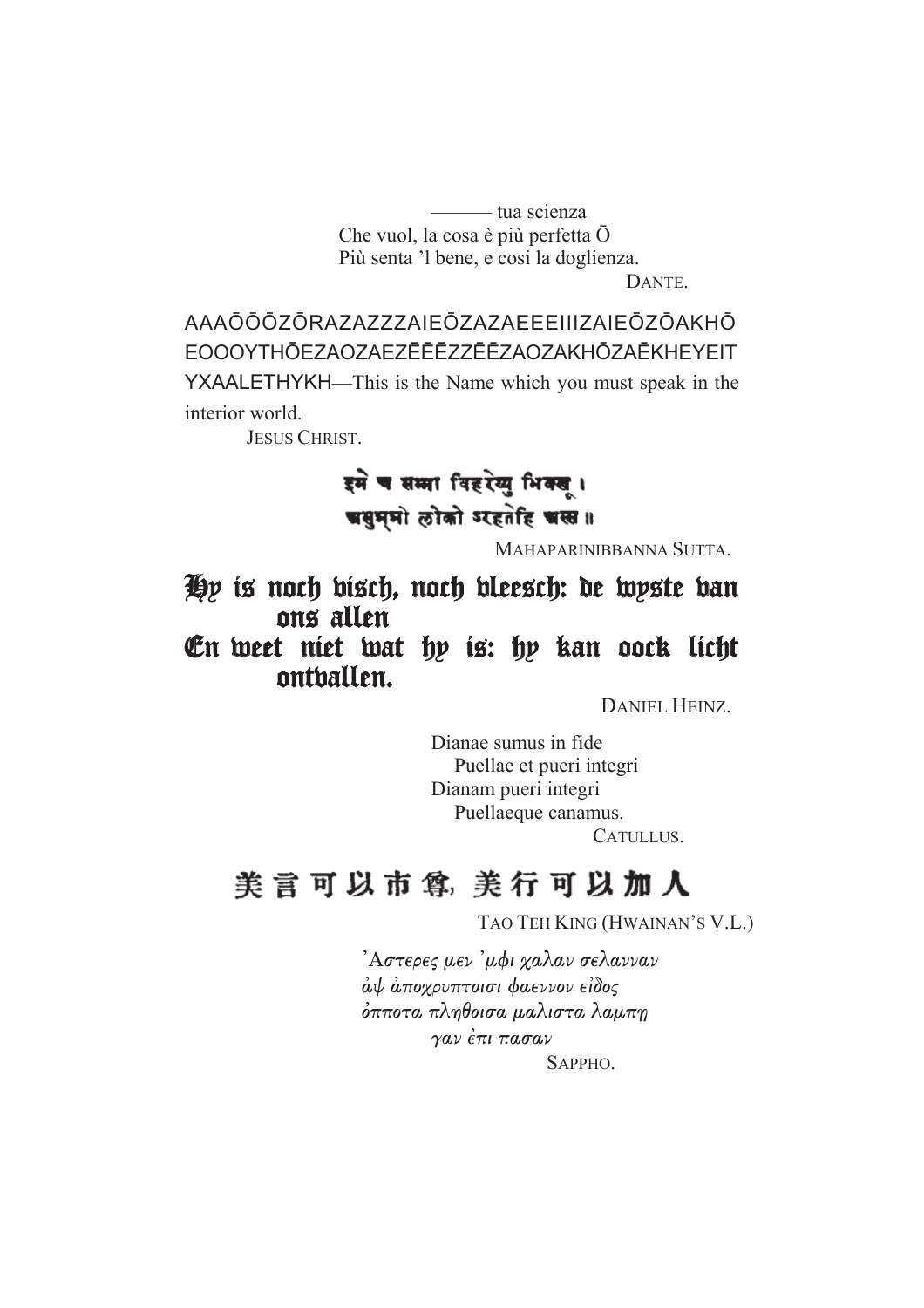——— tua scienza  
Che vuol, la cosa è più perfetta Ō  
Più senta 'l bene, e cosi la doglienza.

DANTE.

AAAŌŌŌZŌRAZAZZZAIEŌZAZAEEEIIIZAIEŌZŌAKHŌ EOOOYTHŌEZAOZAEZĒĒĒZZĒĒZAOZAKHŌZAĒKHEYEIT YXAALETHYKH—This is the Name which you must speak in the interior world.

JESUS CHRIST.

इमे च सम्मा विहरेय्यु भिक्खू ।  
असुञ्ञो लोको अरहतेहि अस्स ॥

MAHAPARINIBBANNA SUTTA.

Hy is noch visch, noch vleesch: de wyste van ons allen  
En weet niet wat hy is: hy kan oock licht ontvallen.

DANIEL HEINZ.

Dianae sumus in fide  
Puellae et pueri integri  
Dianam pueri integri  
Puellaeque canamus.

CATULLUS.

美言可以市尊, 美行可以加人

TAO TEH KING (HWAINAN'S V.L.)

'Αστερες μεν 'μφι χαλαν σελανναν  
ἀψ ἀποχρυπτοισι φαεννον εἶδος  
ὀπποτα πληθοισα μαλιστα λαμπῃ  
γαν ἐπι πασαν

SAPPHO.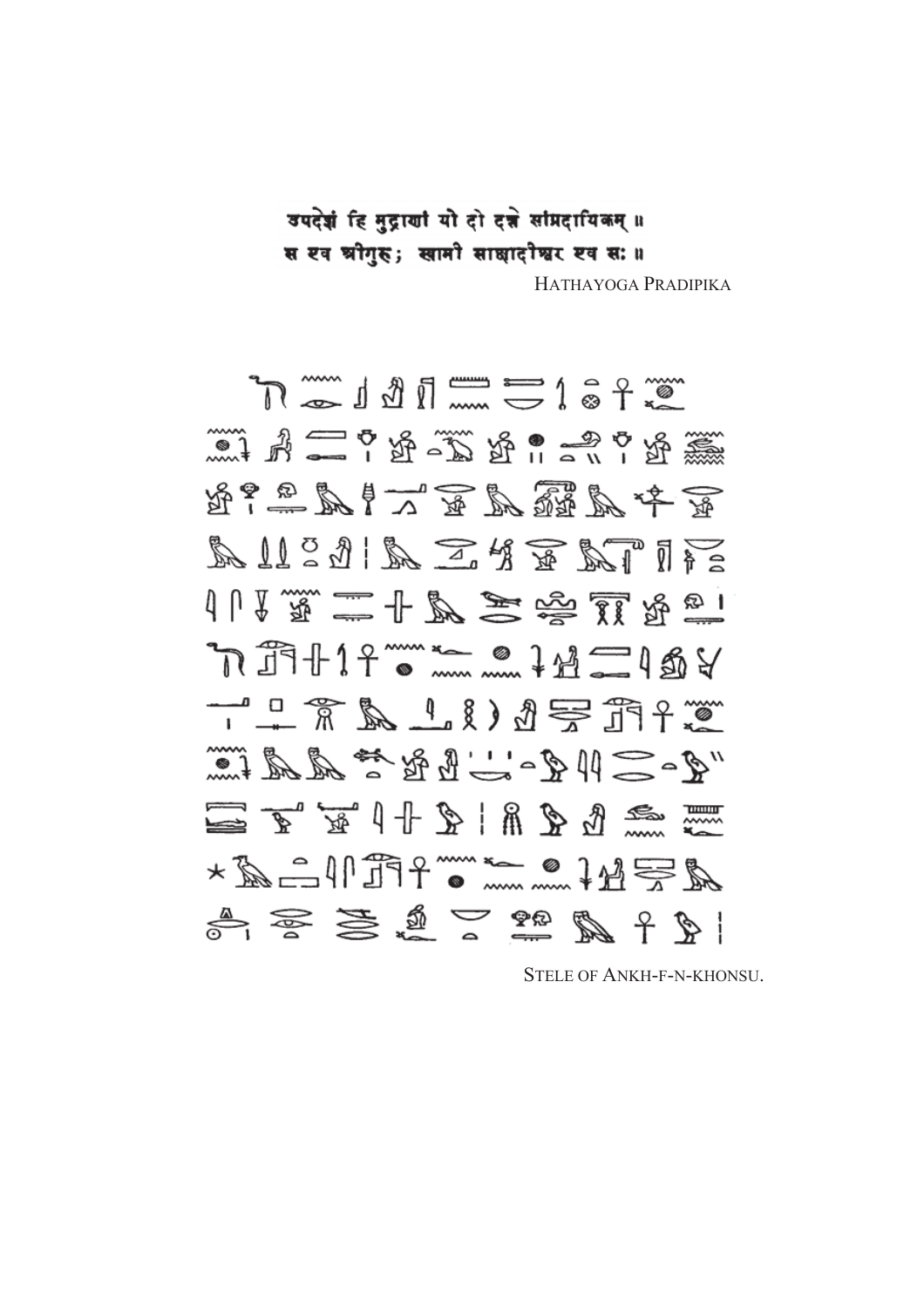उपदेशं हि मुद्राणां यो दो दत्ते सांप्रदायिकम् ॥
स एव श्रीगुरु; स्वामी साक्षादीश्वर एव सः ॥

HATHAYOGA PRADIPIKA

STELE OF ANKH-F-N-KHONSU.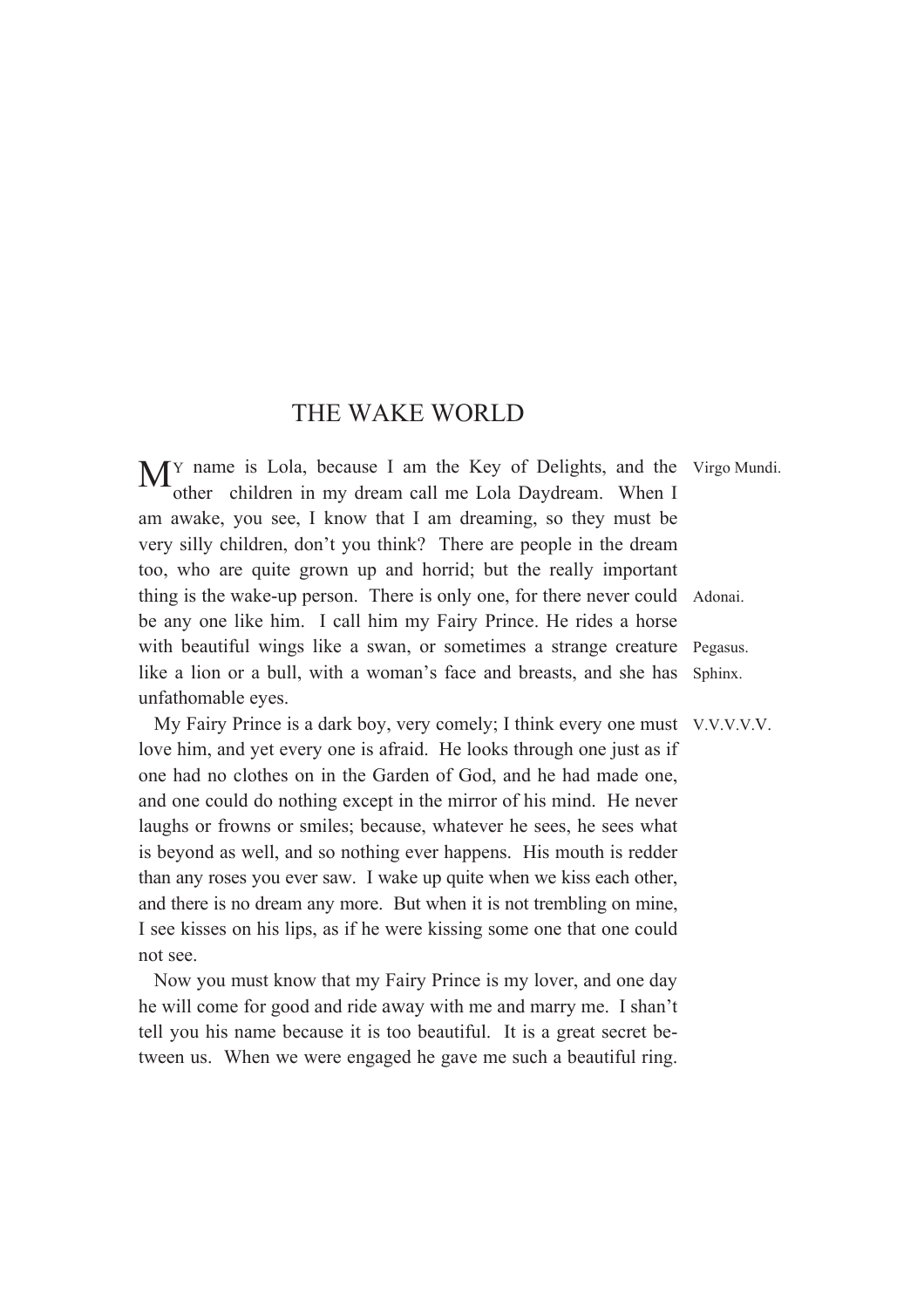# THE WAKE WORLD

MY name is Lola, because I am the Key of Delights, and the other children in my dream call me Lola Daydream. When I am awake, you see, I know that I am dreaming, so they must be very silly children, don't you think? There are people in the dream too, who are quite grown up and horrid; but the really important thing is the wake-up person. There is only one, for there never could be any one like him. I call him my Fairy Prince. He rides a horse with beautiful wings like a swan, or sometimes a strange creature like a lion or a bull, with a woman's face and breasts, and she has unfathomable eyes.

*Virgo Mundi.* *Adonai.* *Pegasus.* *Sphinx.*

My Fairy Prince is a dark boy, very comely; I think every one must love him, and yet every one is afraid. He looks through one just as if one had no clothes on in the Garden of God, and he had made one, and one could do nothing except in the mirror of his mind. He never laughs or frowns or smiles; because, whatever he sees, he sees what is beyond as well, and so nothing ever happens. His mouth is redder than any roses you ever saw. I wake up quite when we kiss each other, and there is no dream any more. But when it is not trembling on mine, I see kisses on his lips, as if he were kissing some one that one could not see.

*V.V.V.V.V.*

Now you must know that my Fairy Prince is my lover, and one day he will come for good and ride away with me and marry me. I shan't tell you his name because it is too beautiful. It is a great secret between us. When we were engaged he gave me such a beautiful ring.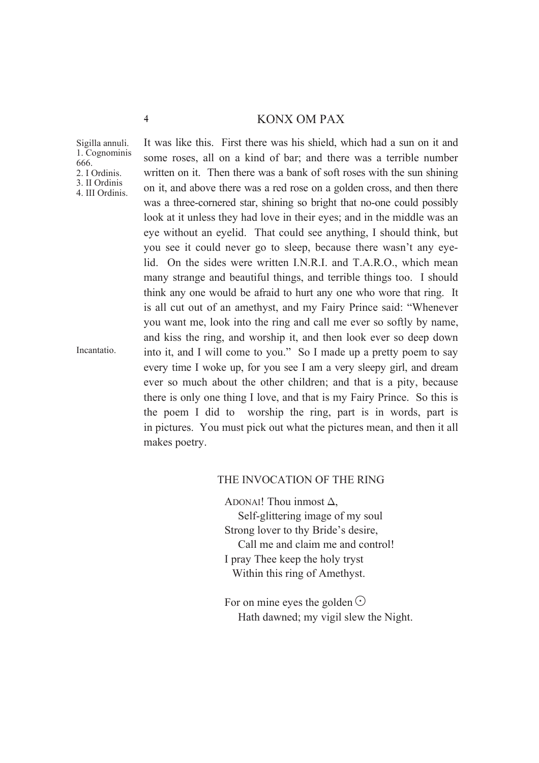Sigilla annuli.
1. Cognominis 666.
2. I Ordinis.
3. II Ordinis
4. III Ordinis.

It was like this. First there was his shield, which had a sun on it and some roses, all on a kind of bar; and there was a terrible number written on it. Then there was a bank of soft roses with the sun shining on it, and above there was a red rose on a golden cross, and then there was a three-cornered star, shining so bright that no-one could possibly look at it unless they had love in their eyes; and in the middle was an eye without an eyelid. That could see anything, I should think, but you see it could never go to sleep, because there wasn't any eyelid. On the sides were written I.N.R.I. and T.A.R.O., which mean many strange and beautiful things, and terrible things too. I should think any one would be afraid to hurt any one who wore that ring. It is all cut out of an amethyst, and my Fairy Prince said: "Whenever you want me, look into the ring and call me ever so softly by name, and kiss the ring, and worship it, and then look ever so deep down into it, and I will come to you." So I made up a pretty poem to say every time I woke up, for you see I am a very sleepy girl, and dream ever so much about the other children; and that is a pity, because there is only one thing I love, and that is my Fairy Prince. So this is the poem I did to worship the ring, part is in words, part is in pictures. You must pick out what the pictures mean, and then it all makes poetry.

Incantatio.

### THE INVOCATION OF THE RING

ADONAI! Thou inmost Δ,
Self-glittering image of my soul
Strong lover to thy Bride's desire,
Call me and claim me and control!
I pray Thee keep the holy tryst
Within this ring of Amethyst.

For on mine eyes the golden ☉
Hath dawned; my vigil slew the Night.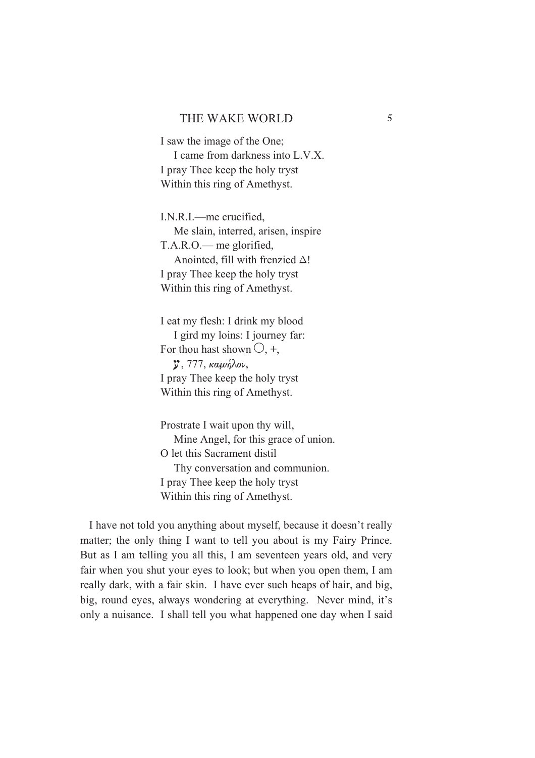I saw the image of the One;
  I came from darkness into L.V.X.
I pray Thee keep the holy tryst
Within this ring of Amethyst.

I.N.R.I.—me crucified,
  Me slain, interred, arisen, inspire
T.A.R.O.— me glorified,
  Anointed, fill with frenzied Δ!
I pray Thee keep the holy tryst
Within this ring of Amethyst.

I eat my flesh: I drink my blood
  I gird my loins: I journey far:
For thou hast shown ○, +,
  ש, 777, καμήλον,
I pray Thee keep the holy tryst
Within this ring of Amethyst.

Prostrate I wait upon thy will,
  Mine Angel, for this grace of union.
O let this Sacrament distil
  Thy conversation and communion.
I pray Thee keep the holy tryst
Within this ring of Amethyst.

I have not told you anything about myself, because it doesn't really matter; the only thing I want to tell you about is my Fairy Prince. But as I am telling you all this, I am seventeen years old, and very fair when you shut your eyes to look; but when you open them, I am really dark, with a fair skin. I have ever such heaps of hair, and big, big, round eyes, always wondering at everything. Never mind, it's only a nuisance. I shall tell you what happened one day when I said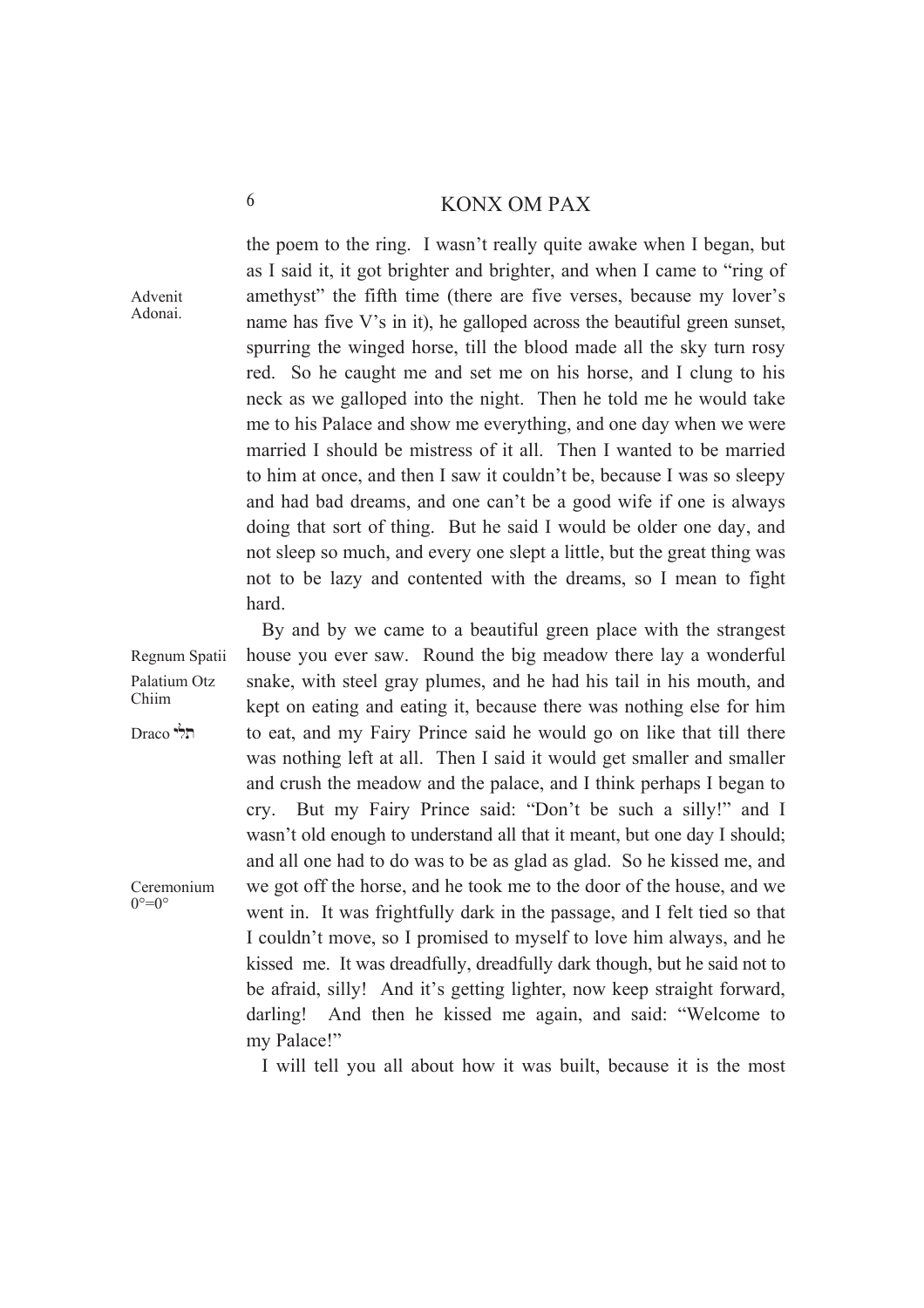Advenit Adonai.

the poem to the ring. I wasn't really quite awake when I began, but as I said it, it got brighter and brighter, and when I came to "ring of amethyst" the fifth time (there are five verses, because my lover's name has five V's in it), he galloped across the beautiful green sunset, spurring the winged horse, till the blood made all the sky turn rosy red. So he caught me and set me on his horse, and I clung to his neck as we galloped into the night. Then he told me he would take me to his Palace and show me everything, and one day when we were married I should be mistress of it all. Then I wanted to be married to him at once, and then I saw it couldn't be, because I was so sleepy and had bad dreams, and one can't be a good wife if one is always doing that sort of thing. But he said I would be older one day, and not sleep so much, and every one slept a little, but the great thing was not to be lazy and contented with the dreams, so I mean to fight hard.

Regnum Spatii

Palatium Otz Chiim

Draco תלי

By and by we came to a beautiful green place with the strangest house you ever saw. Round the big meadow there lay a wonderful snake, with steel gray plumes, and he had his tail in his mouth, and kept on eating and eating it, because there was nothing else for him to eat, and my Fairy Prince said he would go on like that till there was nothing left at all. Then I said it would get smaller and smaller and crush the meadow and the palace, and I think perhaps I began to cry. But my Fairy Prince said: "Don't be such a silly!" and I wasn't old enough to understand all that it meant, but one day I should; and all one had to do was to be as glad as glad. So he kissed me, and we got off the horse, and he took me to the door of the house, and we went in. It was frightfully dark in the passage, and I felt tied so that I couldn't move, so I promised to myself to love him always, and he kissed me. It was dreadfully, dreadfully dark though, but he said not to be afraid, silly! And it's getting lighter, now keep straight forward, darling! And then he kissed me again, and said: "Welcome to my Palace!"

Ceremonium 0°=0°

I will tell you all about how it was built, because it is the most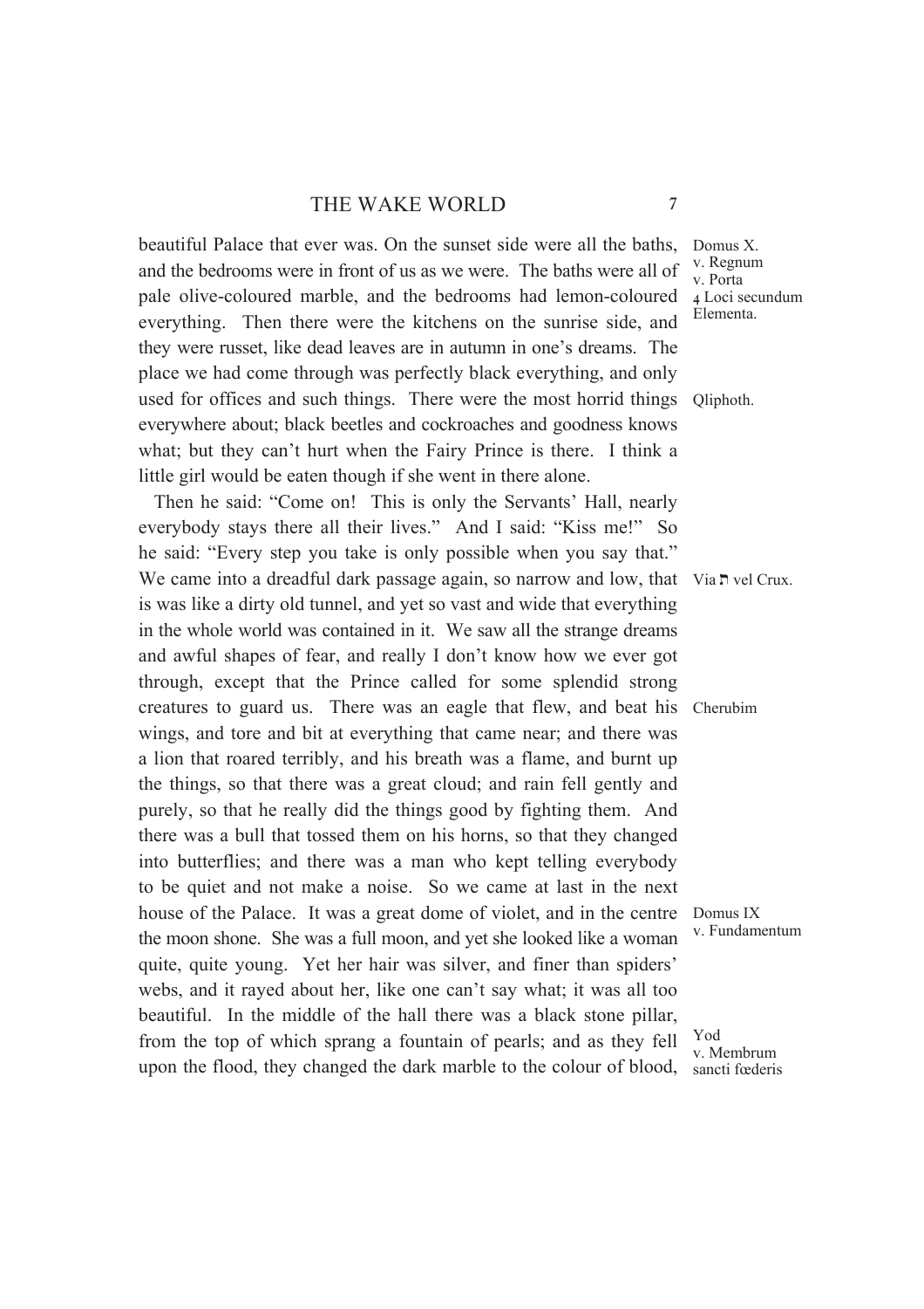beautiful Palace that ever was. On the sunset side were all the baths, and the bedrooms were in front of us as we were. The baths were all of pale olive-coloured marble, and the bedrooms had lemon-coloured everything. Then there were the kitchens on the sunrise side, and they were russet, like dead leaves are in autumn in one's dreams. The place we had come through was perfectly black everything, and only used for offices and such things. There were the most horrid things everywhere about; black beetles and cockroaches and goodness knows what; but they can't hurt when the Fairy Prince is there. I think a little girl would be eaten though if she went in there alone.

> Domus X. v. Regnum v. Porta 4 Loci secundum Elementa.

> Qliphoth.

Then he said: "Come on! This is only the Servants' Hall, nearly everybody stays there all their lives." And I said: "Kiss me!" So he said: "Every step you take is only possible when you say that." We came into a dreadful dark passage again, so narrow and low, that is was like a dirty old tunnel, and yet so vast and wide that everything in the whole world was contained in it. We saw all the strange dreams and awful shapes of fear, and really I don't know how we ever got through, except that the Prince called for some splendid strong creatures to guard us. There was an eagle that flew, and beat his wings, and tore and bit at everything that came near; and there was a lion that roared terribly, and his breath was a flame, and burnt up the things, so that there was a great cloud; and rain fell gently and purely, so that he really did the things good by fighting them. And there was a bull that tossed them on his horns, so that they changed into butterflies; and there was a man who kept telling everybody to be quiet and not make a noise. So we came at last in the next house of the Palace. It was a great dome of violet, and in the centre the moon shone. She was a full moon, and yet she looked like a woman quite, quite young. Yet her hair was silver, and finer than spiders' webs, and it rayed about her, like one can't say what; it was all too beautiful. In the middle of the hall there was a black stone pillar, from the top of which sprang a fountain of pearls; and as they fell upon the flood, they changed the dark marble to the colour of blood,

> Via ת vel Crux.

> Cherubim

> Domus IX v. Fundamentum

> Yod v. Membrum sancti fœderis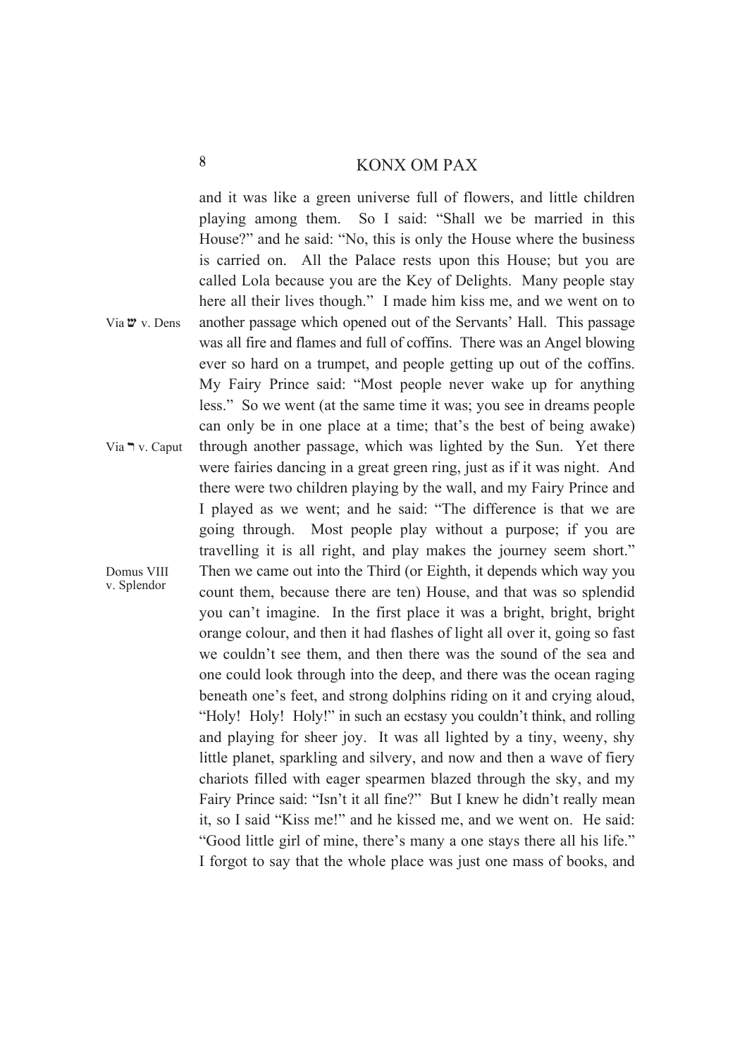and it was like a green universe full of flowers, and little children playing among them. So I said: "Shall we be married in this House?" and he said: "No, this is only the House where the business is carried on. All the Palace rests upon this House; but you are called Lola because you are the Key of Delights. Many people stay here all their lives though." I made him kiss me, and we went on to another passage which opened out of the Servants' Hall. This passage was all fire and flames and full of coffins. There was an Angel blowing ever so hard on a trumpet, and people getting up out of the coffins. My Fairy Prince said: "Most people never wake up for anything less." So we went (at the same time it was; you see in dreams people can only be in one place at a time; that's the best of being awake) through another passage, which was lighted by the Sun. Yet there were fairies dancing in a great green ring, just as if it was night. And there were two children playing by the wall, and my Fairy Prince and I played as we went; and he said: "The difference is that we are going through. Most people play without a purpose; if you are travelling it is all right, and play makes the journey seem short." Then we came out into the Third (or Eighth, it depends which way you count them, because there are ten) House, and that was so splendid you can't imagine. In the first place it was a bright, bright, bright orange colour, and then it had flashes of light all over it, going so fast we couldn't see them, and then there was the sound of the sea and one could look through into the deep, and there was the ocean raging beneath one's feet, and strong dolphins riding on it and crying aloud, "Holy! Holy! Holy!" in such an ecstasy you couldn't think, and rolling and playing for sheer joy. It was all lighted by a tiny, weeny, shy little planet, sparkling and silvery, and now and then a wave of fiery chariots filled with eager spearmen blazed through the sky, and my Fairy Prince said: "Isn't it all fine?" But I knew he didn't really mean it, so I said "Kiss me!" and he kissed me, and we went on. He said: "Good little girl of mine, there's many a one stays there all his life." I forgot to say that the whole place was just one mass of books, and

Via ש v. Dens

Via ר v. Caput

Domus VIII v. Splendor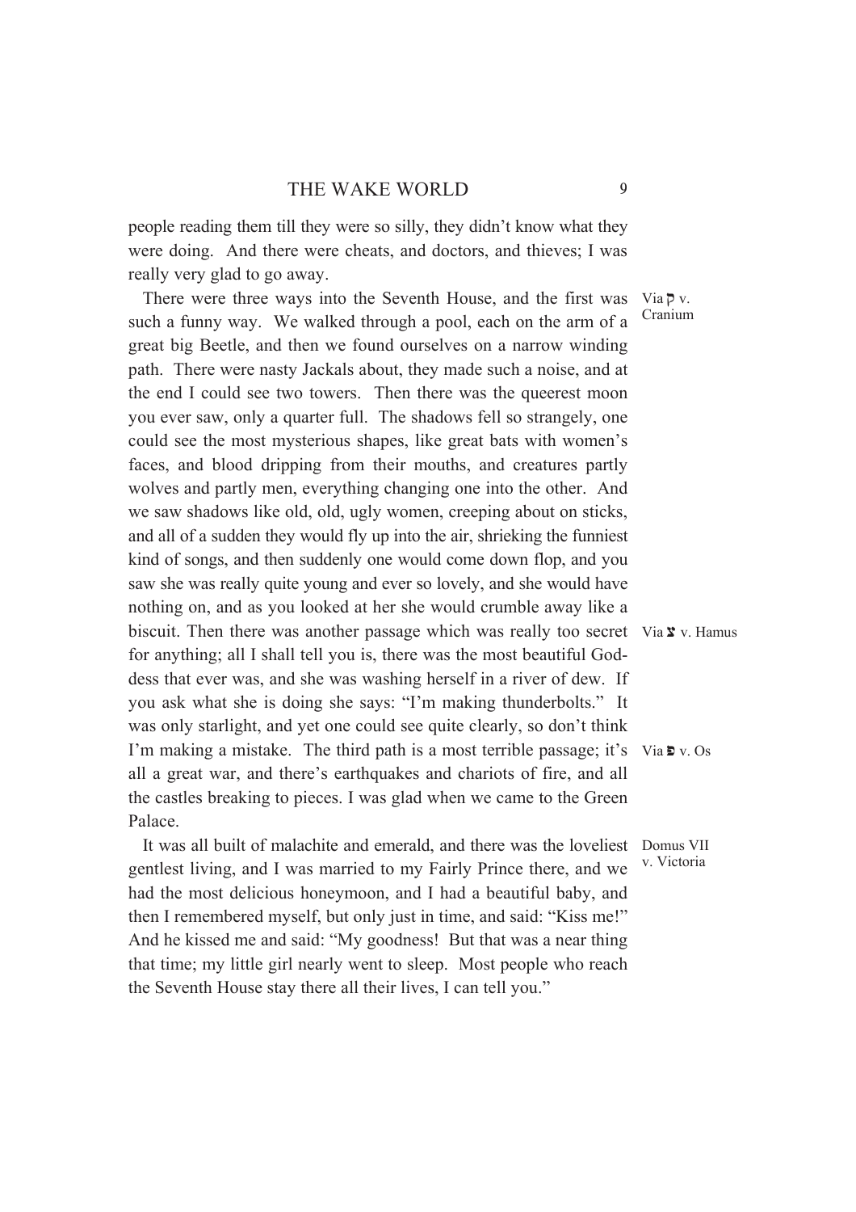people reading them till they were so silly, they didn't know what they were doing. And there were cheats, and doctors, and thieves; I was really very glad to go away.

There were three ways into the Seventh House, and the first was such a funny way. We walked through a pool, each on the arm of a great big Beetle, and then we found ourselves on a narrow winding path. There were nasty Jackals about, they made such a noise, and at the end I could see two towers. Then there was the queerest moon you ever saw, only a quarter full. The shadows fell so strangely, one could see the most mysterious shapes, like great bats with women's faces, and blood dripping from their mouths, and creatures partly wolves and partly men, everything changing one into the other. And we saw shadows like old, old, ugly women, creeping about on sticks, and all of a sudden they would fly up into the air, shrieking the funniest kind of songs, and then suddenly one would come down flop, and you saw she was really quite young and ever so lovely, and she would have nothing on, and as you looked at her she would crumble away like a biscuit. Then there was another passage which was really too secret for anything; all I shall tell you is, there was the most beautiful Goddess that ever was, and she was washing herself in a river of dew. If you ask what she is doing she says: "I'm making thunderbolts." It was only starlight, and yet one could see quite clearly, so don't think I'm making a mistake. The third path is a most terrible passage; it's all a great war, and there's earthquakes and chariots of fire, and all the castles breaking to pieces. I was glad when we came to the Green Palace.

> Via ק v. Cranium
>
> Via צ v. Hamus
>
> Via פ v. Os

It was all built of malachite and emerald, and there was the loveliest gentlest living, and I was married to my Fairly Prince there, and we had the most delicious honeymoon, and I had a beautiful baby, and then I remembered myself, but only just in time, and said: "Kiss me!" And he kissed me and said: "My goodness! But that was a near thing that time; my little girl nearly went to sleep. Most people who reach the Seventh House stay there all their lives, I can tell you."

> Domus VII v. Victoria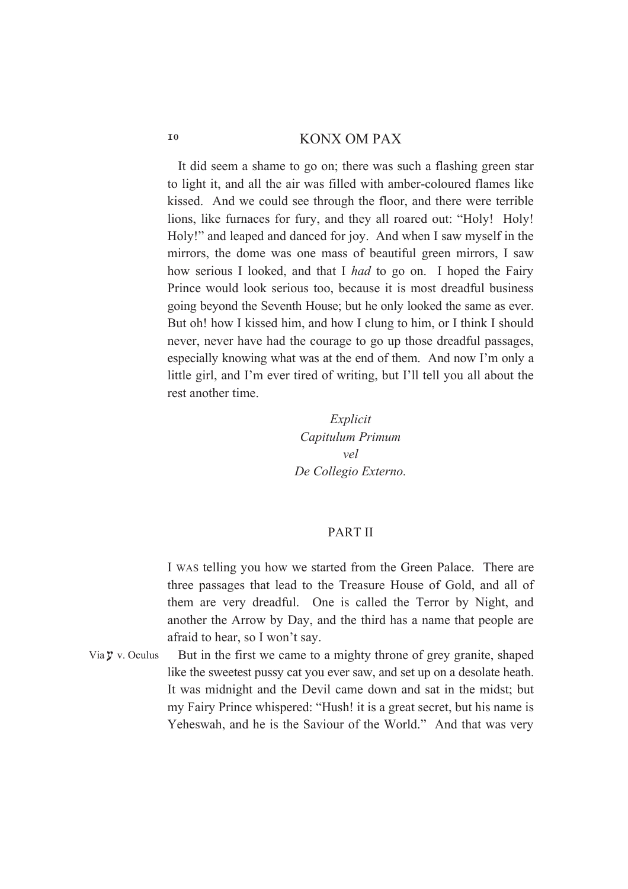It did seem a shame to go on; there was such a flashing green star to light it, and all the air was filled with amber-coloured flames like kissed. And we could see through the floor, and there were terrible lions, like furnaces for fury, and they all roared out: "Holy! Holy! Holy!" and leaped and danced for joy. And when I saw myself in the mirrors, the dome was one mass of beautiful green mirrors, I saw how serious I looked, and that I *had* to go on. I hoped the Fairy Prince would look serious too, because it is most dreadful business going beyond the Seventh House; but he only looked the same as ever. But oh! how I kissed him, and how I clung to him, or I think I should never, never have had the courage to go up those dreadful passages, especially knowing what was at the end of them. And now I'm only a little girl, and I'm ever tired of writing, but I'll tell you all about the rest another time.

*Explicit*
*Capitulum Primum*
*vel*
*De Collegio Externo.*

## PART II

I WAS telling you how we started from the Green Palace. There are three passages that lead to the Treasure House of Gold, and all of them are very dreadful. One is called the Terror by Night, and another the Arrow by Day, and the third has a name that people are afraid to hear, so I won't say.

Via ע v. Oculus

But in the first we came to a mighty throne of grey granite, shaped like the sweetest pussy cat you ever saw, and set up on a desolate heath. It was midnight and the Devil came down and sat in the midst; but my Fairy Prince whispered: "Hush! it is a great secret, but his name is Yeheswah, and he is the Saviour of the World." And that was very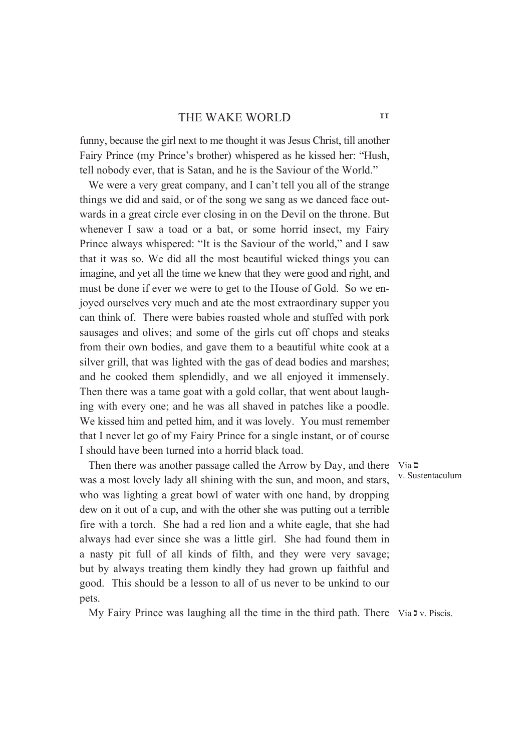funny, because the girl next to me thought it was Jesus Christ, till another Fairy Prince (my Prince's brother) whispered as he kissed her: "Hush, tell nobody ever, that is Satan, and he is the Saviour of the World."

We were a very great company, and I can't tell you all of the strange things we did and said, or of the song we sang as we danced face outwards in a great circle ever closing in on the Devil on the throne. But whenever I saw a toad or a bat, or some horrid insect, my Fairy Prince always whispered: "It is the Saviour of the world," and I saw that it was so. We did all the most beautiful wicked things you can imagine, and yet all the time we knew that they were good and right, and must be done if ever we were to get to the House of Gold. So we enjoyed ourselves very much and ate the most extraordinary supper you can think of. There were babies roasted whole and stuffed with pork sausages and olives; and some of the girls cut off chops and steaks from their own bodies, and gave them to a beautiful white cook at a silver grill, that was lighted with the gas of dead bodies and marshes; and he cooked them splendidly, and we all enjoyed it immensely. Then there was a tame goat with a gold collar, that went about laughing with every one; and he was all shaved in patches like a poodle. We kissed him and petted him, and it was lovely. You must remember that I never let go of my Fairy Prince for a single instant, or of course I should have been turned into a horrid black toad.

Via ס v. Sustentaculum

Then there was another passage called the Arrow by Day, and there was a most lovely lady all shining with the sun, and moon, and stars, who was lighting a great bowl of water with one hand, by dropping dew on it out of a cup, and with the other she was putting out a terrible fire with a torch. She had a red lion and a white eagle, that she had always had ever since she was a little girl. She had found them in a nasty pit full of all kinds of filth, and they were very savage; but by always treating them kindly they had grown up faithful and good. This should be a lesson to all of us never to be unkind to our pets.

Via נ v. Piscis.

My Fairy Prince was laughing all the time in the third path. There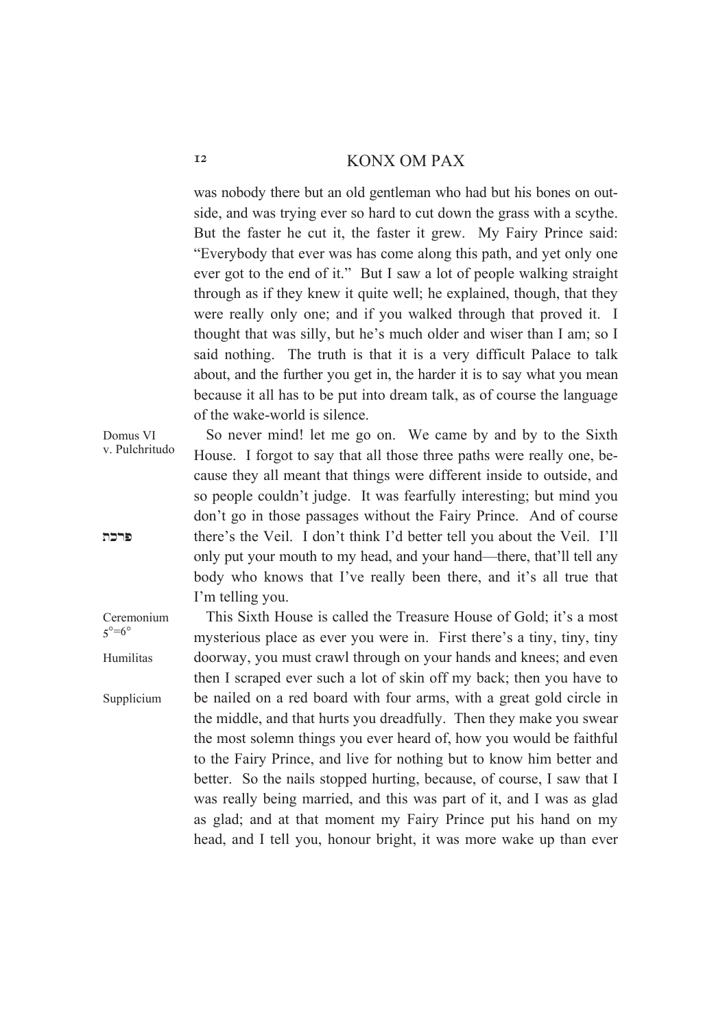was nobody there but an old gentleman who had but his bones on outside, and was trying ever so hard to cut down the grass with a scythe. But the faster he cut it, the faster it grew. My Fairy Prince said: "Everybody that ever was has come along this path, and yet only one ever got to the end of it." But I saw a lot of people walking straight through as if they knew it quite well; he explained, though, that they were really only one; and if you walked through that proved it. I thought that was silly, but he's much older and wiser than I am; so I said nothing. The truth is that it is a very difficult Palace to talk about, and the further you get in, the harder it is to say what you mean because it all has to be put into dream talk, as of course the language of the wake-world is silence.

Domus VI
v. Pulchritudo

So never mind! let me go on. We came by and by to the Sixth House. I forgot to say that all those three paths were really one, because they all meant that things were different inside to outside, and so people couldn't judge. It was fearfully interesting; but mind you don't go in those passages without the Fairy Prince. And of course there's the Veil. I don't think I'd better tell you about the Veil. I'll only put your mouth to my head, and your hand—there, that'll tell any body who knows that I've really been there, and it's all true that I'm telling you.

פרכת

Ceremonium
$5°=6°$

Humilitas

Supplicium

This Sixth House is called the Treasure House of Gold; it's a most mysterious place as ever you were in. First there's a tiny, tiny, tiny doorway, you must crawl through on your hands and knees; and even then I scraped ever such a lot of skin off my back; then you have to be nailed on a red board with four arms, with a great gold circle in the middle, and that hurts you dreadfully. Then they make you swear the most solemn things you ever heard of, how you would be faithful to the Fairy Prince, and live for nothing but to know him better and better. So the nails stopped hurting, because, of course, I saw that I was really being married, and this was part of it, and I was as glad as glad; and at that moment my Fairy Prince put his hand on my head, and I tell you, honour bright, it was more wake up than ever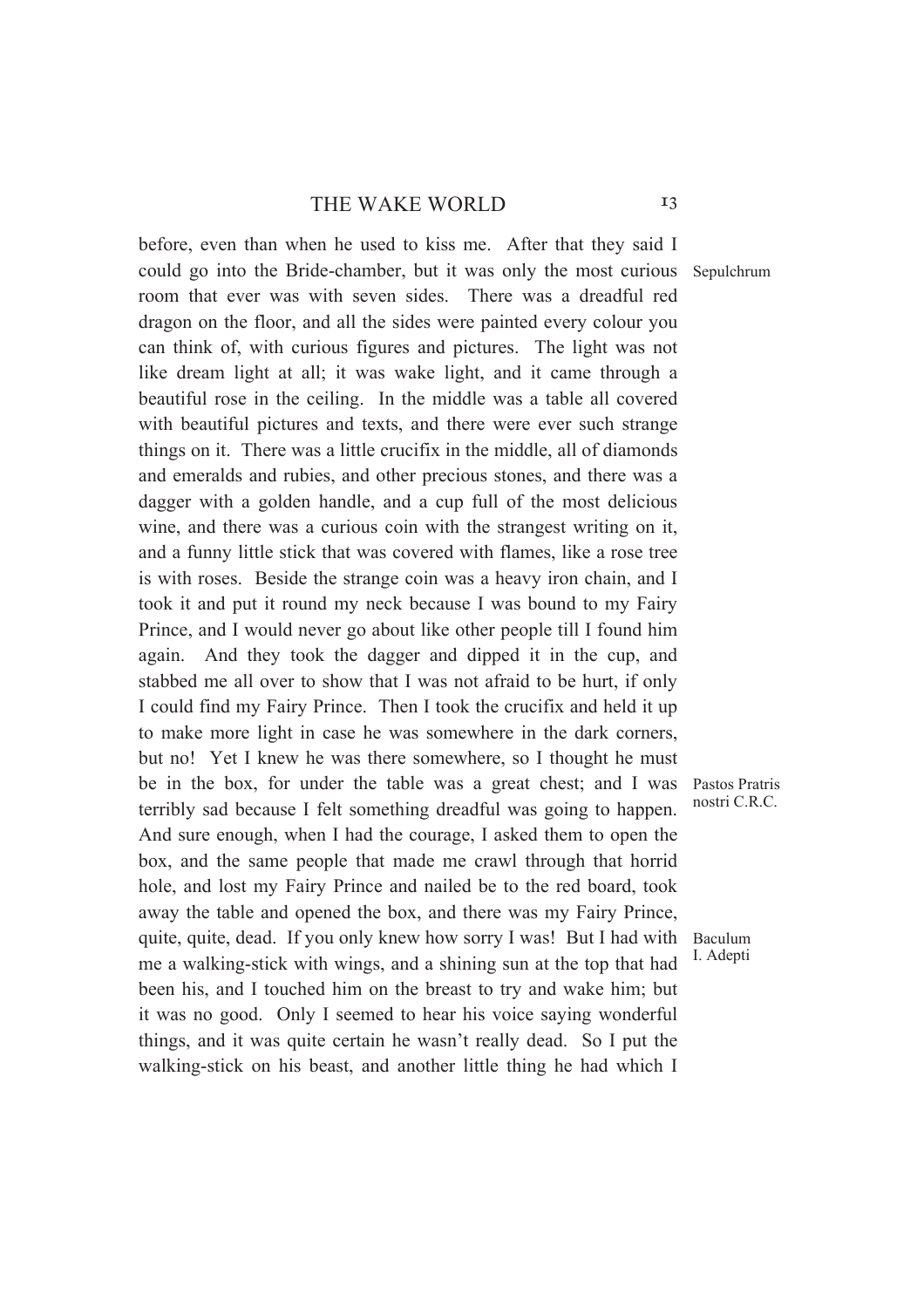before, even than when he used to kiss me. After that they said I could go into the Bride-chamber, but it was only the most curious room that ever was with seven sides. There was a dreadful red dragon on the floor, and all the sides were painted every colour you can think of, with curious figures and pictures. The light was not like dream light at all; it was wake light, and it came through a beautiful rose in the ceiling. In the middle was a table all covered with beautiful pictures and texts, and there were ever such strange things on it. There was a little crucifix in the middle, all of diamonds and emeralds and rubies, and other precious stones, and there was a dagger with a golden handle, and a cup full of the most delicious wine, and there was a curious coin with the strangest writing on it, and a funny little stick that was covered with flames, like a rose tree is with roses. Beside the strange coin was a heavy iron chain, and I took it and put it round my neck because I was bound to my Fairy Prince, and I would never go about like other people till I found him again. And they took the dagger and dipped it in the cup, and stabbed me all over to show that I was not afraid to be hurt, if only I could find my Fairy Prince. Then I took the crucifix and held it up to make more light in case he was somewhere in the dark corners, but no! Yet I knew he was there somewhere, so I thought he must be in the box, for under the table was a great chest; and I was terribly sad because I felt something dreadful was going to happen. And sure enough, when I had the courage, I asked them to open the box, and the same people that made me crawl through that horrid hole, and lost my Fairy Prince and nailed be to the red board, took away the table and opened the box, and there was my Fairy Prince, quite, quite, dead. If you only knew how sorry I was! But I had with me a walking-stick with wings, and a shining sun at the top that had been his, and I touched him on the breast to try and wake him; but it was no good. Only I seemed to hear his voice saying wonderful things, and it was quite certain he wasn't really dead. So I put the walking-stick on his beast, and another little thing he had which I

*Sepulchrum*

*Pastos Pratris nostri C.R.C.*

*Baculum I. Adepti*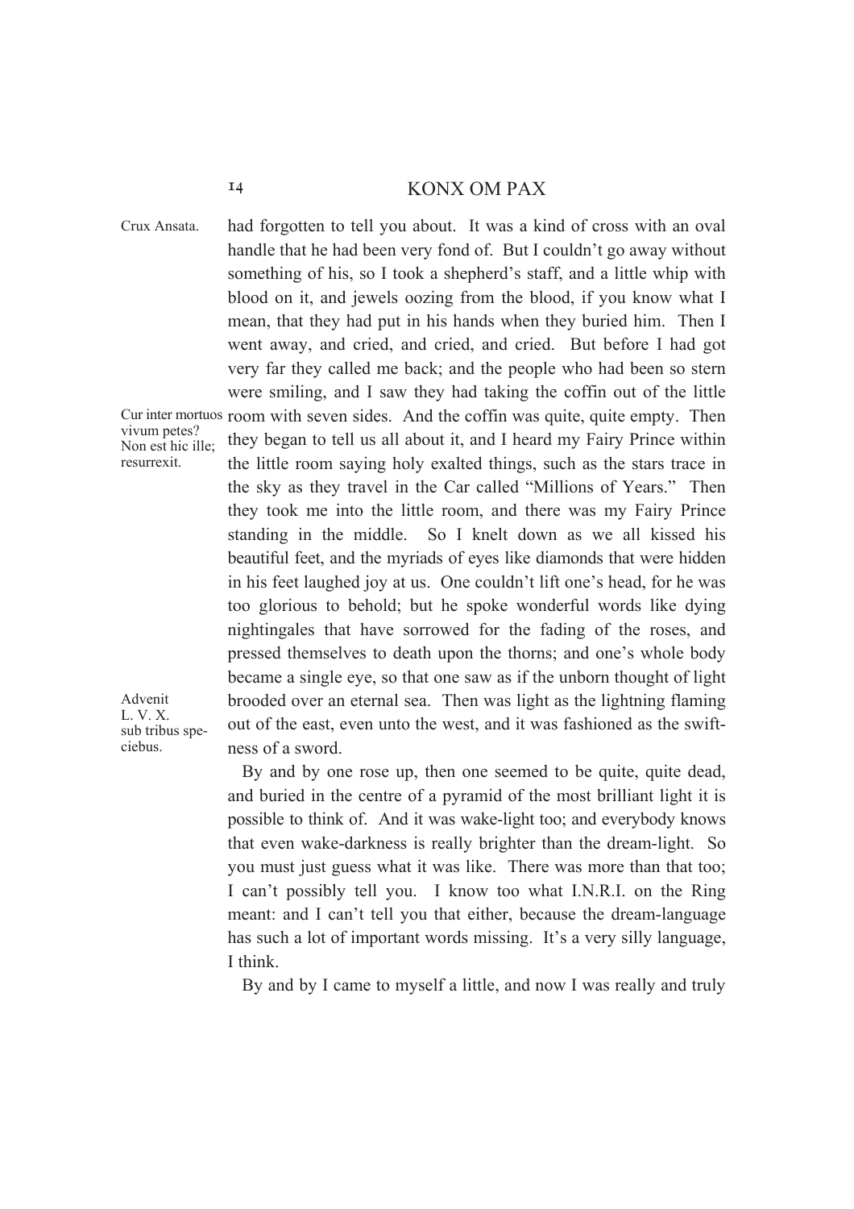Crux Ansata.

had forgotten to tell you about. It was a kind of cross with an oval handle that he had been very fond of. But I couldn't go away without something of his, so I took a shepherd's staff, and a little whip with blood on it, and jewels oozing from the blood, if you know what I mean, that they had put in his hands when they buried him. Then I went away, and cried, and cried, and cried. But before I had got very far they called me back; and the people who had been so stern were smiling, and I saw they had taking the coffin out of the little room with seven sides. And the coffin was quite, quite empty. Then they began to tell us all about it, and I heard my Fairy Prince within the little room saying holy exalted things, such as the stars trace in the sky as they travel in the Car called "Millions of Years." Then they took me into the little room, and there was my Fairy Prince standing in the middle. So I knelt down as we all kissed his beautiful feet, and the myriads of eyes like diamonds that were hidden in his feet laughed joy at us. One couldn't lift one's head, for he was too glorious to behold; but he spoke wonderful words like dying nightingales that have sorrowed for the fading of the roses, and pressed themselves to death upon the thorns; and one's whole body became a single eye, so that one saw as if the unborn thought of light brooded over an eternal sea. Then was light as the lightning flaming out of the east, even unto the west, and it was fashioned as the swiftness of a sword.

Cur inter mortuos vivum petes? Non est hic ille; resurrexit.

Advenit L. V. X. sub tribus speciebus.

By and by one rose up, then one seemed to be quite, quite dead, and buried in the centre of a pyramid of the most brilliant light it is possible to think of. And it was wake-light too; and everybody knows that even wake-darkness is really brighter than the dream-light. So you must just guess what it was like. There was more than that too; I can't possibly tell you. I know too what I.N.R.I. on the Ring meant: and I can't tell you that either, because the dream-language has such a lot of important words missing. It's a very silly language, I think.

By and by I came to myself a little, and now I was really and truly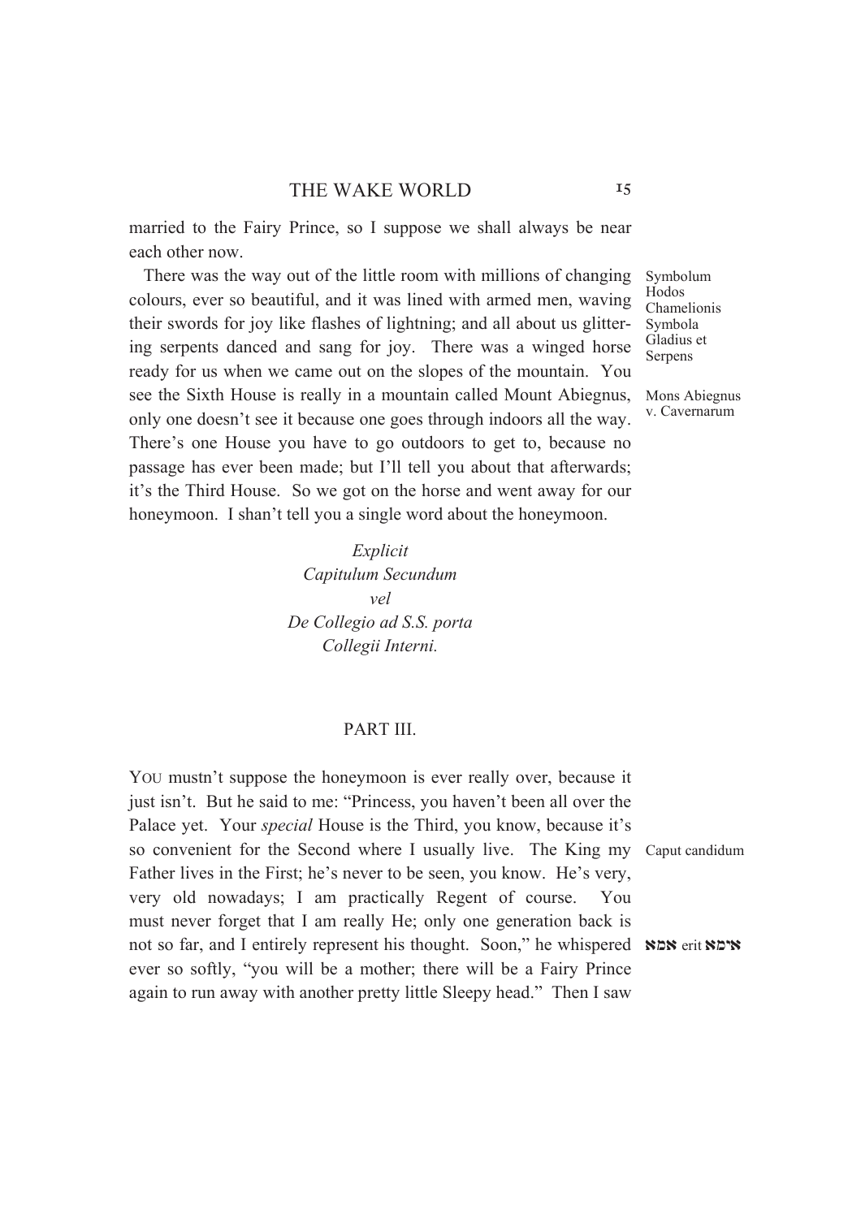married to the Fairy Prince, so I suppose we shall always be near each other now.

There was the way out of the little room with millions of changing colours, ever so beautiful, and it was lined with armed men, waving their swords for joy like flashes of lightning; and all about us glittering serpents danced and sang for joy. There was a winged horse ready for us when we came out on the slopes of the mountain. You see the Sixth House is really in a mountain called Mount Abiegnus, only one doesn't see it because one goes through indoors all the way. There's one House you have to go outdoors to get to, because no passage has ever been made; but I'll tell you about that afterwards; it's the Third House. So we got on the horse and went away for our honeymoon. I shan't tell you a single word about the honeymoon.

Symbolum Hodos Chamelionis Symbola Gladius et Serpens

Mons Abiegnus v. Cavernarum

*Explicit*
*Capitulum Secundum*
*vel*
*De Collegio ad S.S. porta*
*Collegii Interni.*

## PART III.

YOU mustn't suppose the honeymoon is ever really over, because it just isn't. But he said to me: "Princess, you haven't been all over the Palace yet. Your *special* House is the Third, you know, because it's so convenient for the Second where I usually live. The King my Father lives in the First; he's never to be seen, you know. He's very, very old nowadays; I am practically Regent of course. You must never forget that I am really He; only one generation back is not so far, and I entirely represent his thought. Soon," he whispered ever so softly, "you will be a mother; there will be a Fairy Prince again to run away with another pretty little Sleepy head." Then I saw

Caput candidum

אמא erit אימא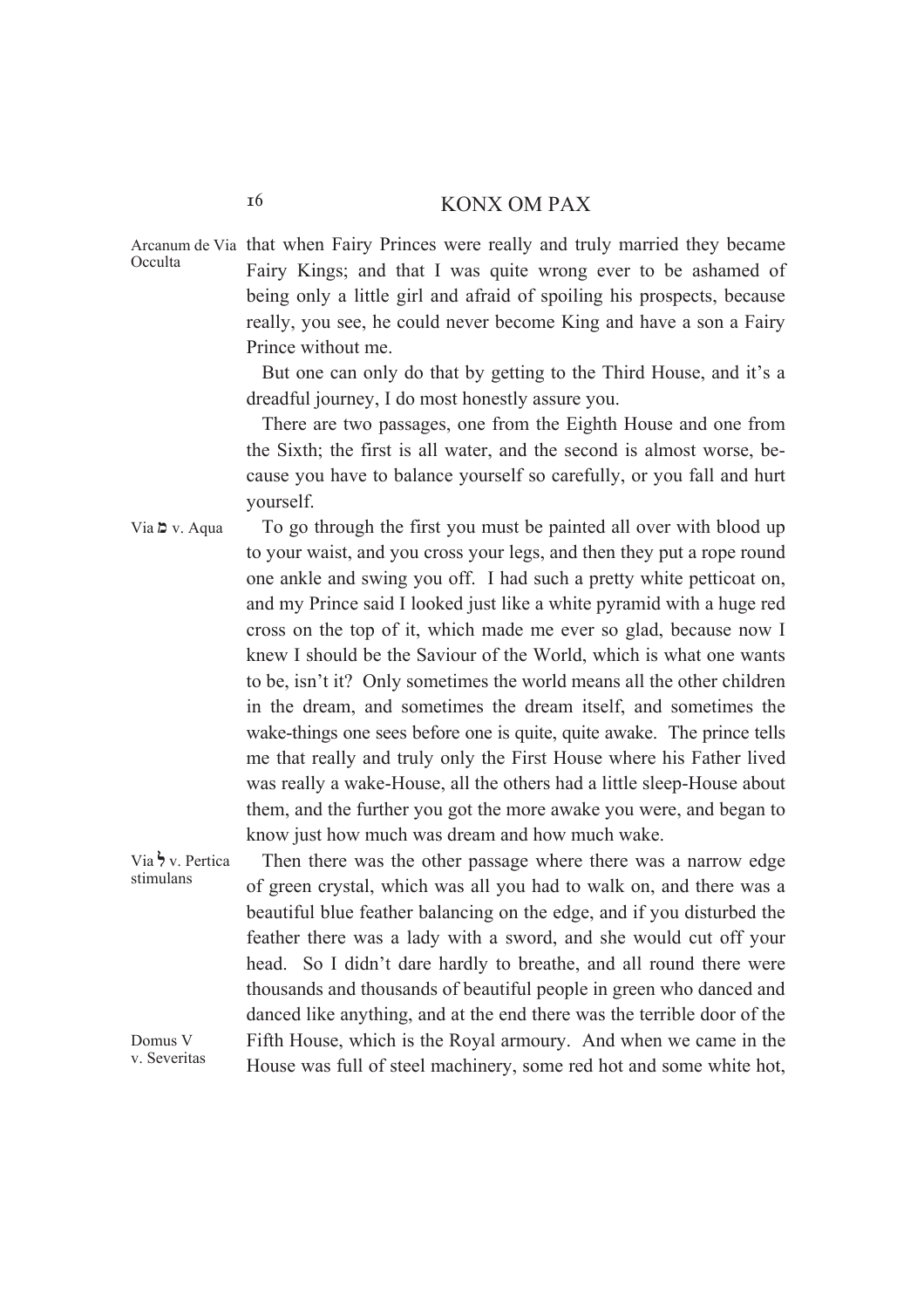Arcanum de Via Occulta

that when Fairy Princes were really and truly married they became Fairy Kings; and that I was quite wrong ever to be ashamed of being only a little girl and afraid of spoiling his prospects, because really, you see, he could never become King and have a son a Fairy Prince without me.

But one can only do that by getting to the Third House, and it's a dreadful journey, I do most honestly assure you.

There are two passages, one from the Eighth House and one from the Sixth; the first is all water, and the second is almost worse, because you have to balance yourself so carefully, or you fall and hurt yourself.

Via מ v. Aqua

To go through the first you must be painted all over with blood up to your waist, and you cross your legs, and then they put a rope round one ankle and swing you off. I had such a pretty white petticoat on, and my Prince said I looked just like a white pyramid with a huge red cross on the top of it, which made me ever so glad, because now I knew I should be the Saviour of the World, which is what one wants to be, isn't it? Only sometimes the world means all the other children in the dream, and sometimes the dream itself, and sometimes the wake-things one sees before one is quite, quite awake. The prince tells me that really and truly only the First House where his Father lived was really a wake-House, all the others had a little sleep-House about them, and the further you got the more awake you were, and began to know just how much was dream and how much wake.

Via ל v. Pertica stimulans

Then there was the other passage where there was a narrow edge of green crystal, which was all you had to walk on, and there was a beautiful blue feather balancing on the edge, and if you disturbed the feather there was a lady with a sword, and she would cut off your head. So I didn't dare hardly to breathe, and all round there were thousands and thousands of beautiful people in green who danced and danced like anything, and at the end there was the terrible door of the Fifth House, which is the Royal armoury. And when we came in the House was full of steel machinery, some red hot and some white hot,

Domus V v. Severitas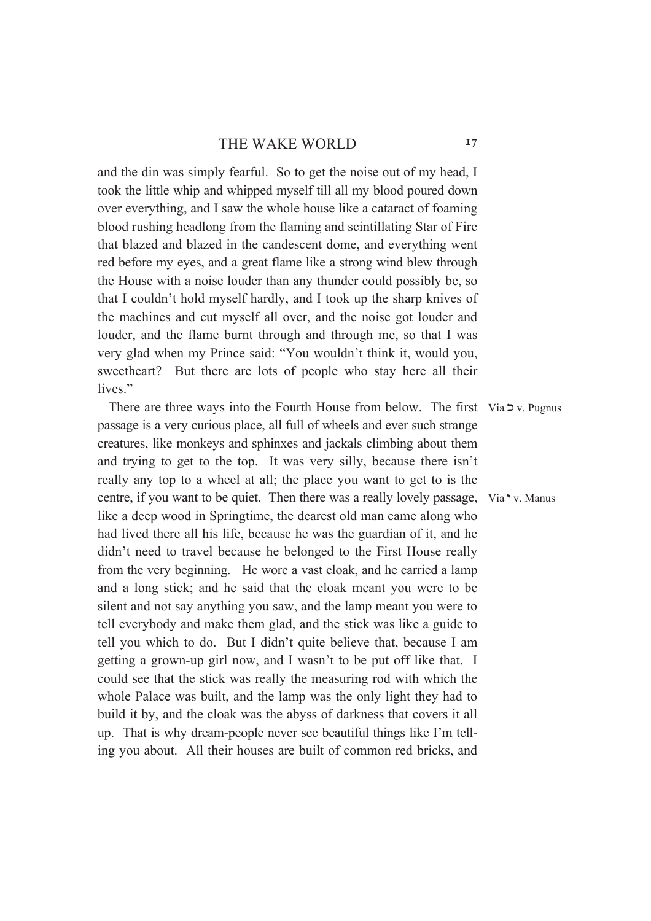and the din was simply fearful. So to get the noise out of my head, I took the little whip and whipped myself till all my blood poured down over everything, and I saw the whole house like a cataract of foaming blood rushing headlong from the flaming and scintillating Star of Fire that blazed and blazed in the candescent dome, and everything went red before my eyes, and a great flame like a strong wind blew through the House with a noise louder than any thunder could possibly be, so that I couldn't hold myself hardly, and I took up the sharp knives of the machines and cut myself all over, and the noise got louder and louder, and the flame burnt through and through me, so that I was very glad when my Prince said: "You wouldn't think it, would you, sweetheart? But there are lots of people who stay here all their lives."

There are three ways into the Fourth House from below. The first passage is a very curious place, all full of wheels and ever such strange creatures, like monkeys and sphinxes and jackals climbing about them and trying to get to the top. It was very silly, because there isn't really any top to a wheel at all; the place you want to get to is the centre, if you want to be quiet. Then there was a really lovely passage, like a deep wood in Springtime, the dearest old man came along who had lived there all his life, because he was the guardian of it, and he didn't need to travel because he belonged to the First House really from the very beginning. He wore a vast cloak, and he carried a lamp and a long stick; and he said that the cloak meant you were to be silent and not say anything you saw, and the lamp meant you were to tell everybody and make them glad, and the stick was like a guide to tell you which to do. But I didn't quite believe that, because I am getting a grown-up girl now, and I wasn't to be put off like that. I could see that the stick was really the measuring rod with which the whole Palace was built, and the lamp was the only light they had to build it by, and the cloak was the abyss of darkness that covers it all up. That is why dream-people never see beautiful things like I'm telling you about. All their houses are built of common red bricks, and

Via כ v. Pugnus

Via י v. Manus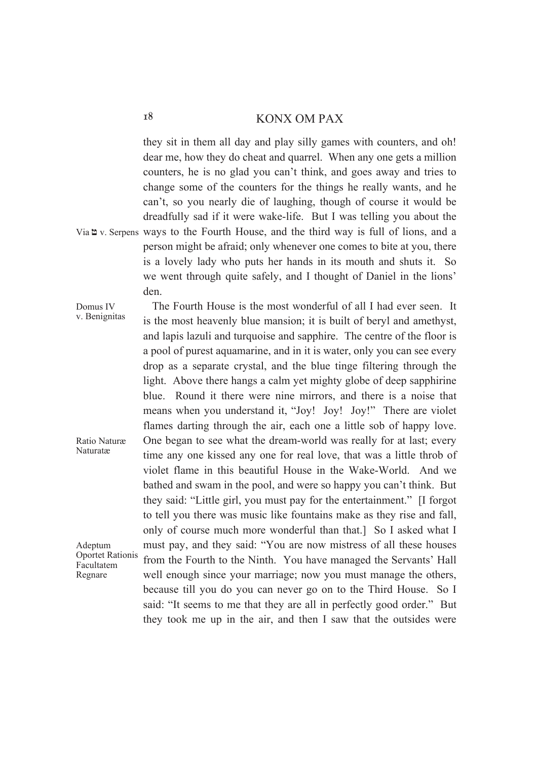they sit in them all day and play silly games with counters, and oh! dear me, how they do cheat and quarrel. When any one gets a million counters, he is no glad you can't think, and goes away and tries to change some of the counters for the things he really wants, and he can't, so you nearly die of laughing, though of course it would be dreadfully sad if it were wake-life. But I was telling you about the ways to the Fourth House, and the third way is full of lions, and a person might be afraid; only whenever one comes to bite at you, there is a lovely lady who puts her hands in its mouth and shuts it. So we went through quite safely, and I thought of Daniel in the lions' den.

Via ט v. Serpens

Domus IV v. Benignitas

The Fourth House is the most wonderful of all I had ever seen. It is the most heavenly blue mansion; it is built of beryl and amethyst, and lapis lazuli and turquoise and sapphire. The centre of the floor is a pool of purest aquamarine, and in it is water, only you can see every drop as a separate crystal, and the blue tinge filtering through the light. Above there hangs a calm yet mighty globe of deep sapphirine blue. Round it there were nine mirrors, and there is a noise that means when you understand it, "Joy! Joy! Joy!" There are violet flames darting through the air, each one a little sob of happy love. One began to see what the dream-world was really for at last; every time any one kissed any one for real love, that was a little throb of violet flame in this beautiful House in the Wake-World. And we bathed and swam in the pool, and were so happy you can't think. But they said: "Little girl, you must pay for the entertainment." [I forgot to tell you there was music like fountains make as they rise and fall, only of course much more wonderful than that.] So I asked what I must pay, and they said: "You are now mistress of all these houses from the Fourth to the Ninth. You have managed the Servants' Hall well enough since your marriage; now you must manage the others, because till you do you can never go on to the Third House. So I said: "It seems to me that they are all in perfectly good order." But they took me up in the air, and then I saw that the outsides were

Ratio Naturæ Naturatæ

Adeptum Oportet Rationis Facultatem Regnare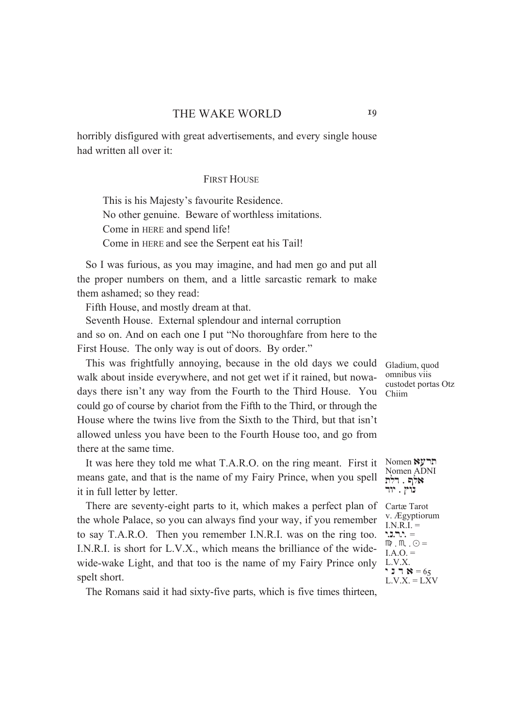horribly disfigured with great advertisements, and every single house had written all over it:

FIRST HOUSE

> This is his Majesty's favourite Residence.
> No other genuine. Beware of worthless imitations.
> Come in HERE and spend life!
> Come in HERE and see the Serpent eat his Tail!

So I was furious, as you may imagine, and had men go and put all the proper numbers on them, and a little sarcastic remark to make them ashamed; so they read:

Fifth House, and mostly dream at that.

Seventh House. External splendour and internal corruption and so on. And on each one I put "No thoroughfare from here to the First House. The only way is out of doors. By order."

This was frightfully annoying, because in the old days we could walk about inside everywhere, and not get wet if it rained, but nowadays there isn't any way from the Fourth to the Third House. You could go of course by chariot from the Fifth to the Third, or through the House where the twins live from the Sixth to the Third, but that isn't allowed unless you have been to the Fourth House too, and go from there at the same time.

*Gladium, quod omnibus viis custodet portas Otz Chiim*

It was here they told me what T.A.R.O. on the ring meant. First it means gate, and that is the name of my Fairy Prince, when you spell it in full letter by letter.

*Nomen תרעא Nomen ADNI אלף . דלת נון . יוד*

There are seventy-eight parts to it, which makes a perfect plan of the whole Palace, so you can always find your way, if you remember to say T.A.R.O. Then you remember I.N.R.I. was on the ring too. I.N.R.I. is short for L.V.X., which means the brilliance of the wide-wide-wake Light, and that too is the name of my Fairy Prince only spelt short.

*Cartæ Tarot v. Ægyptiorum I.N.R.I. = י.ר.נ.י. = ♍ . ♏ . ☉ = I.A.O. = L.V.X. י נ ד א = 65 L.V.X. = LXV*

The Romans said it had sixty-five parts, which is five times thirteen,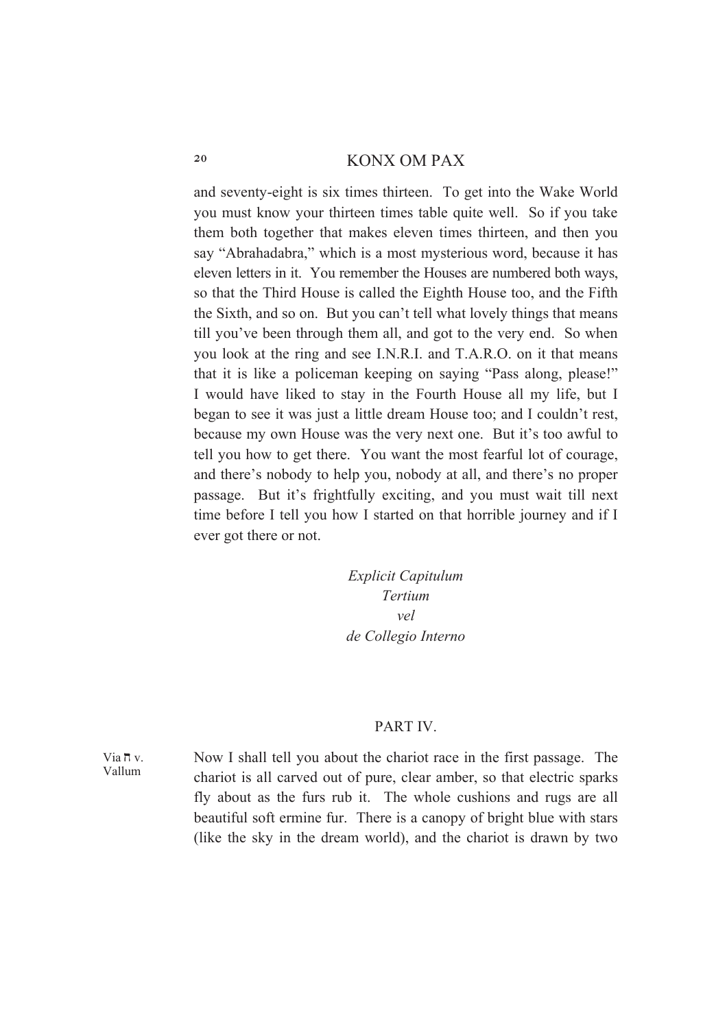and seventy-eight is six times thirteen. To get into the Wake World you must know your thirteen times table quite well. So if you take them both together that makes eleven times thirteen, and then you say "Abrahadabra," which is a most mysterious word, because it has eleven letters in it. You remember the Houses are numbered both ways, so that the Third House is called the Eighth House too, and the Fifth the Sixth, and so on. But you can't tell what lovely things that means till you've been through them all, and got to the very end. So when you look at the ring and see I.N.R.I. and T.A.R.O. on it that means that it is like a policeman keeping on saying "Pass along, please!" I would have liked to stay in the Fourth House all my life, but I began to see it was just a little dream House too; and I couldn't rest, because my own House was the very next one. But it's too awful to tell you how to get there. You want the most fearful lot of courage, and there's nobody to help you, nobody at all, and there's no proper passage. But it's frightfully exciting, and you must wait till next time before I tell you how I started on that horrible journey and if I ever got there or not.

*Explicit Capitulum*
*Tertium*
*vel*
*de Collegio Interno*

## PART IV.

Via ח v. Vallum

Now I shall tell you about the chariot race in the first passage. The chariot is all carved out of pure, clear amber, so that electric sparks fly about as the furs rub it. The whole cushions and rugs are all beautiful soft ermine fur. There is a canopy of bright blue with stars (like the sky in the dream world), and the chariot is drawn by two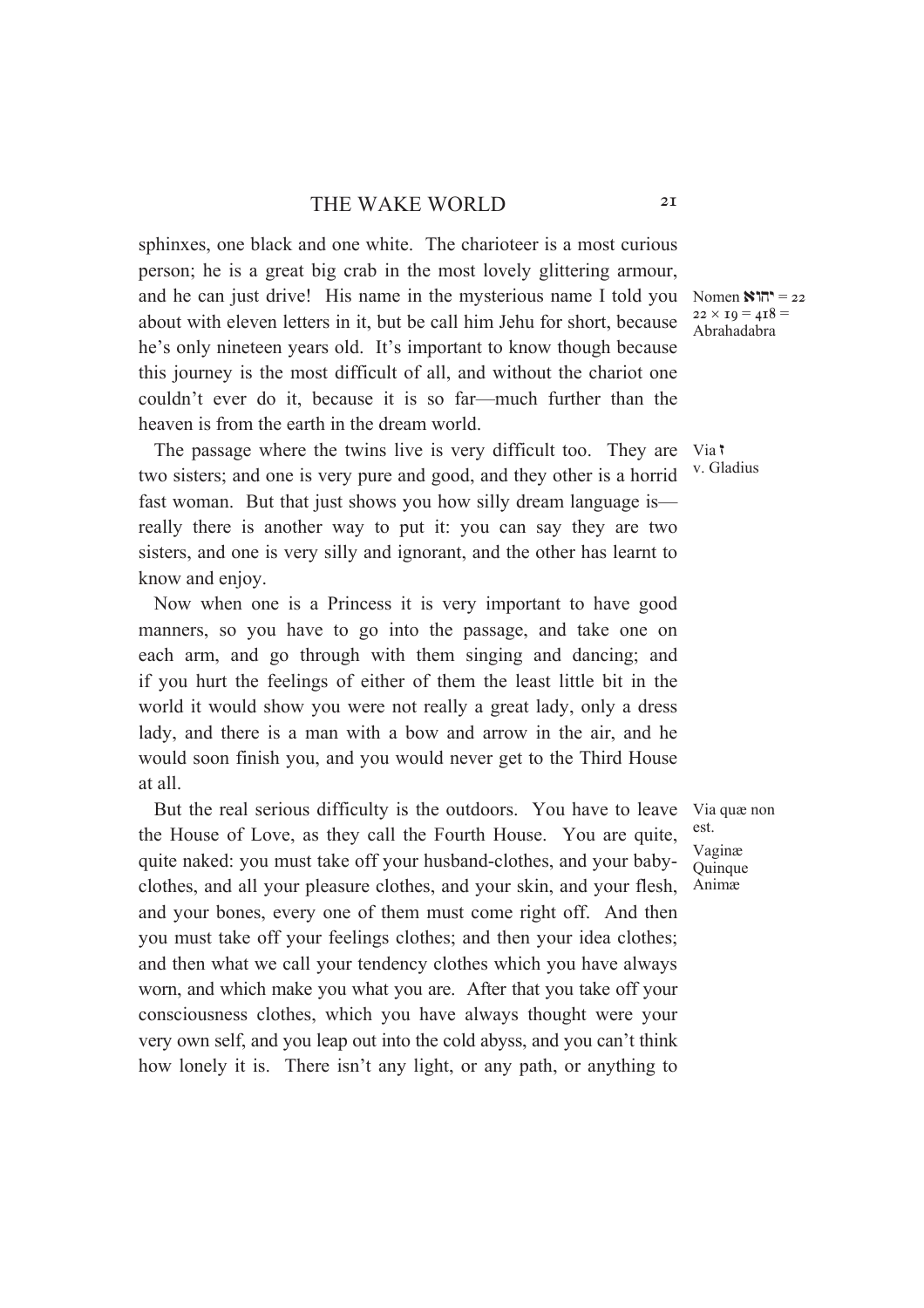sphinxes, one black and one white. The charioteer is a most curious person; he is a great big crab in the most lovely glittering armour, and he can just drive! His name in the mysterious name I told you about with eleven letters in it, but be call him Jehu for short, because he's only nineteen years old. It's important to know though because this journey is the most difficult of all, and without the chariot one couldn't ever do it, because it is so far—much further than the heaven is from the earth in the dream world.

Nomen יהוא = 22
$22 \times 19 = 418$ = Abrahadabra

The passage where the twins live is very difficult too. They are two sisters; and one is very pure and good, and they other is a horrid fast woman. But that just shows you how silly dream language is—really there is another way to put it: you can say they are two sisters, and one is very silly and ignorant, and the other has learnt to know and enjoy.

Via ז
v. Gladius

Now when one is a Princess it is very important to have good manners, so you have to go into the passage, and take one on each arm, and go through with them singing and dancing; and if you hurt the feelings of either of them the least little bit in the world it would show you were not really a great lady, only a dress lady, and there is a man with a bow and arrow in the air, and he would soon finish you, and you would never get to the Third House at all.

But the real serious difficulty is the outdoors. You have to leave the House of Love, as they call the Fourth House. You are quite, quite naked: you must take off your husband-clothes, and your baby-clothes, and all your pleasure clothes, and your skin, and your flesh, and your bones, every one of them must come right off. And then you must take off your feelings clothes; and then your idea clothes; and then what we call your tendency clothes which you have always worn, and which make you what you are. After that you take off your consciousness clothes, which you have always thought were your very own self, and you leap out into the cold abyss, and you can't think how lonely it is. There isn't any light, or any path, or anything to

Via quæ non est.

Vaginæ Quinque Animæ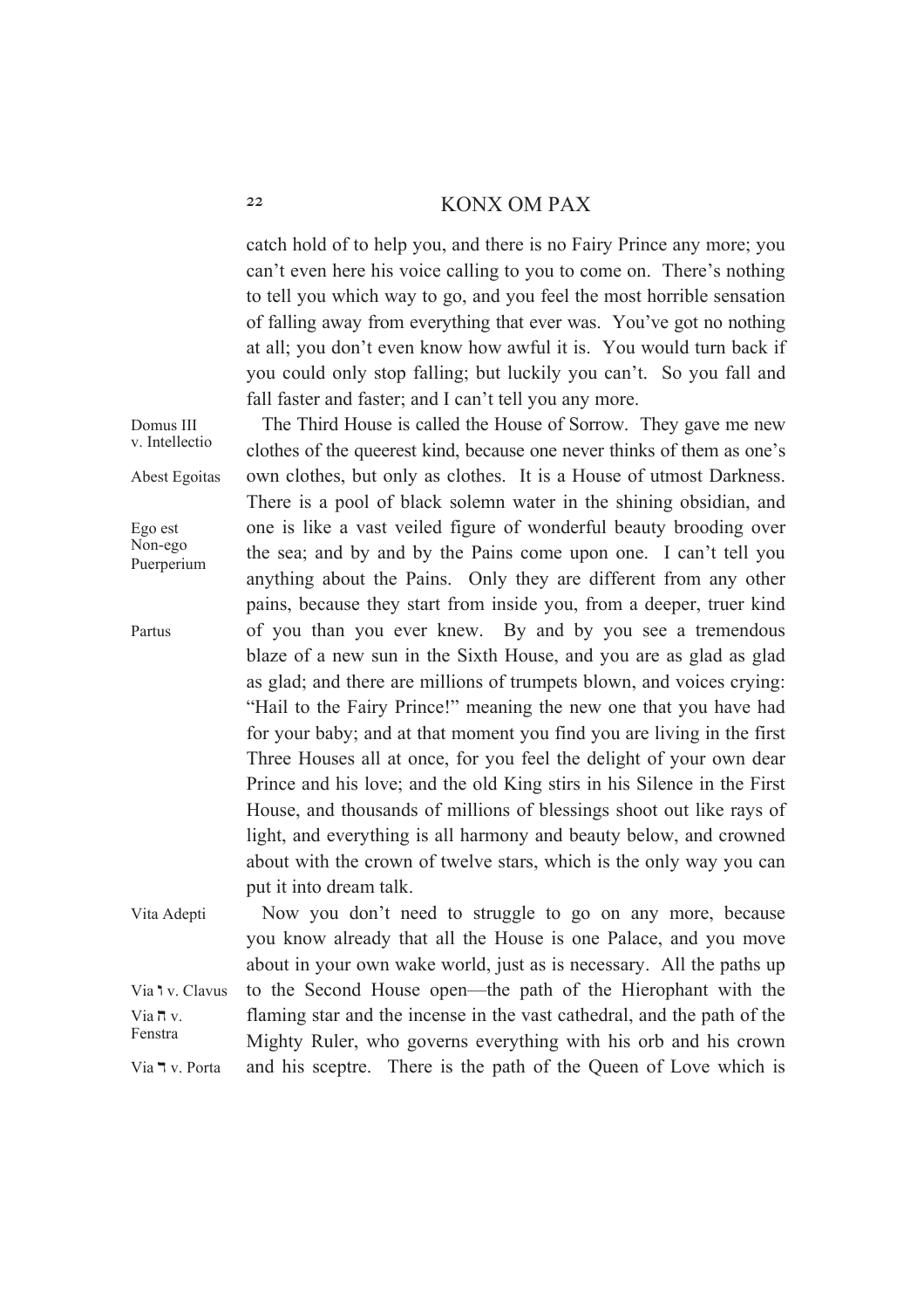catch hold of to help you, and there is no Fairy Prince any more; you can't even here his voice calling to you to come on. There's nothing to tell you which way to go, and you feel the most horrible sensation of falling away from everything that ever was. You've got no nothing at all; you don't even know how awful it is. You would turn back if you could only stop falling; but luckily you can't. So you fall and fall faster and faster; and I can't tell you any more.

Domus III v. Intellectio

Abest Egoitas

Ego est Non-ego Puerperium

Partus

The Third House is called the House of Sorrow. They gave me new clothes of the queerest kind, because one never thinks of them as one's own clothes, but only as clothes. It is a House of utmost Darkness. There is a pool of black solemn water in the shining obsidian, and one is like a vast veiled figure of wonderful beauty brooding over the sea; and by and by the Pains come upon one. I can't tell you anything about the Pains. Only they are different from any other pains, because they start from inside you, from a deeper, truer kind of you than you ever knew. By and by you see a tremendous blaze of a new sun in the Sixth House, and you are as glad as glad as glad; and there are millions of trumpets blown, and voices crying: "Hail to the Fairy Prince!" meaning the new one that you have had for your baby; and at that moment you find you are living in the first Three Houses all at once, for you feel the delight of your own dear Prince and his love; and the old King stirs in his Silence in the First House, and thousands of millions of blessings shoot out like rays of light, and everything is all harmony and beauty below, and crowned about with the crown of twelve stars, which is the only way you can put it into dream talk.

Vita Adepti

Via ו v. Clavus

Via ה v. Fenstra

Via ד v. Porta

Now you don't need to struggle to go on any more, because you know already that all the House is one Palace, and you move about in your own wake world, just as is necessary. All the paths up to the Second House open—the path of the Hierophant with the flaming star and the incense in the vast cathedral, and the path of the Mighty Ruler, who governs everything with his orb and his crown and his sceptre. There is the path of the Queen of Love which is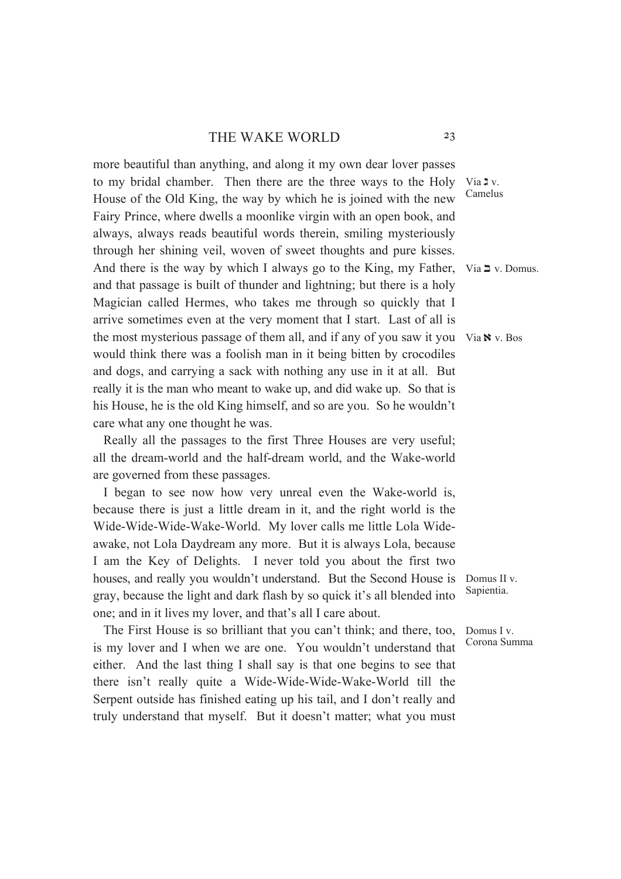more beautiful than anything, and along it my own dear lover passes to my bridal chamber. Then there are the three ways to the Holy House of the Old King, the way by which he is joined with the new Fairy Prince, where dwells a moonlike virgin with an open book, and always, always reads beautiful words therein, smiling mysteriously through her shining veil, woven of sweet thoughts and pure kisses. And there is the way by which I always go to the King, my Father, and that passage is built of thunder and lightning; but there is a holy Magician called Hermes, who takes me through so quickly that I arrive sometimes even at the very moment that I start. Last of all is the most mysterious passage of them all, and if any of you saw it you would think there was a foolish man in it being bitten by crocodiles and dogs, and carrying a sack with nothing any use in it at all. But really it is the man who meant to wake up, and did wake up. So that is his House, he is the old King himself, and so are you. So he wouldn't care what any one thought he was.

> Via ג v. Camelus

> Via ב v. Domus.

> Via א v. Bos

Really all the passages to the first Three Houses are very useful; all the dream-world and the half-dream world, and the Wake-world are governed from these passages.

I began to see now how very unreal even the Wake-world is, because there is just a little dream in it, and the right world is the Wide-Wide-Wide-Wake-World. My lover calls me little Lola Wide-awake, not Lola Daydream any more. But it is always Lola, because I am the Key of Delights. I never told you about the first two houses, and really you wouldn't understand. But the Second House is gray, because the light and dark flash by so quick it's all blended into one; and in it lives my lover, and that's all I care about.

> Domus II v. Sapientia.

The First House is so brilliant that you can't think; and there, too, is my lover and I when we are one. You wouldn't understand that either. And the last thing I shall say is that one begins to see that there isn't really quite a Wide-Wide-Wide-Wake-World till the Serpent outside has finished eating up his tail, and I don't really and truly understand that myself. But it doesn't matter; what you must

> Domus I v. Corona Summa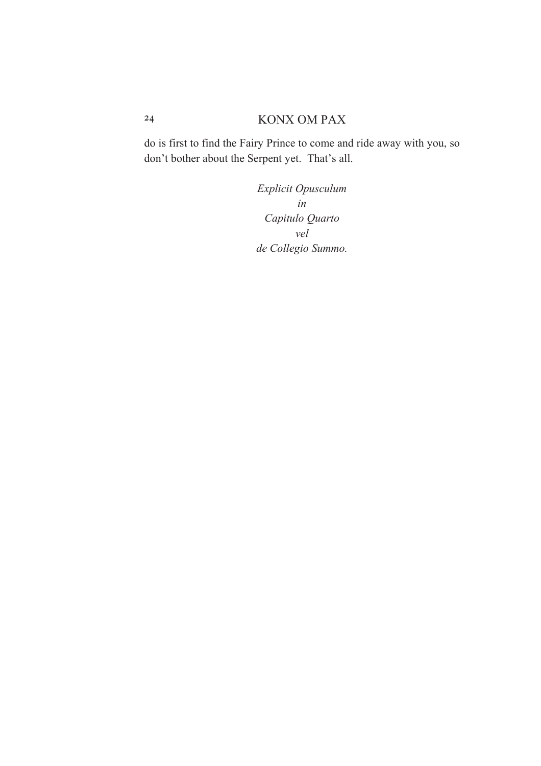do is first to find the Fairy Prince to come and ride away with you, so don't bother about the Serpent yet. That's all.

*Explicit Opusculum*
*in*
*Capitulo Quarto*
*vel*
*de Collegio Summo.*